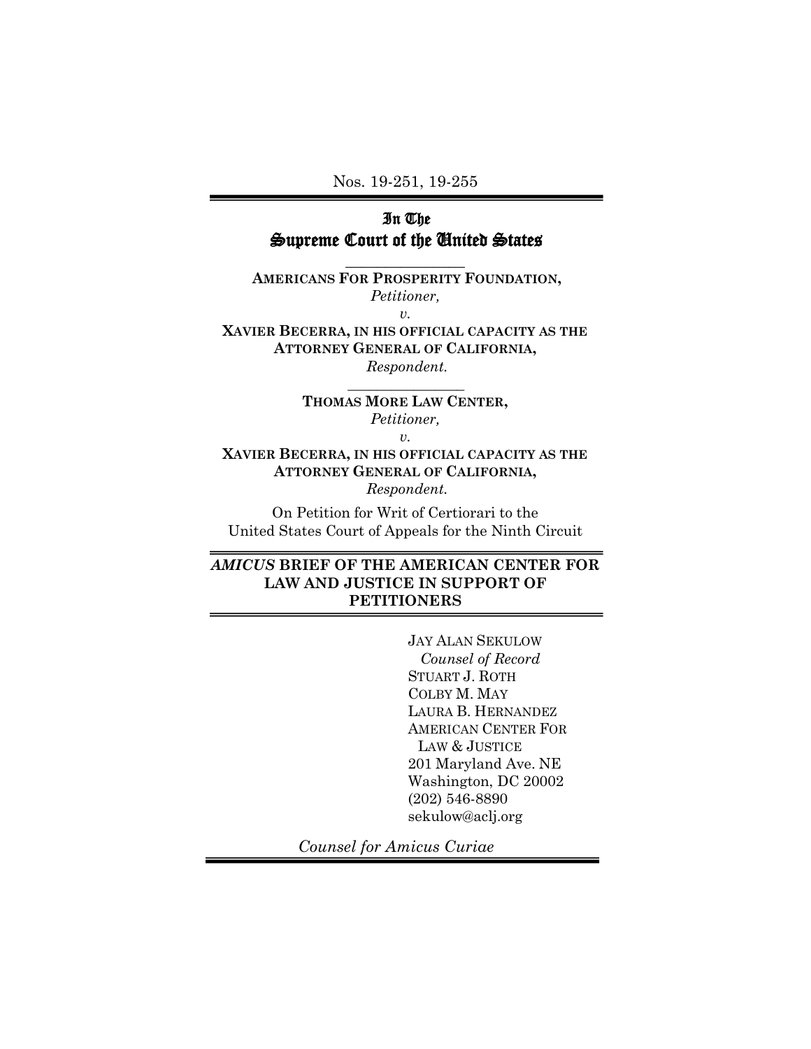Nos. 19-251, 19-255

# In The
# Supreme Court of the United States

**AMERICANS FOR PROSPERITY FOUNDATION,**
*Petitioner,*
*v.*
**XAVIER BECERRA, IN HIS OFFICIAL CAPACITY AS THE ATTORNEY GENERAL OF CALIFORNIA,**
*Respondent.*

**THOMAS MORE LAW CENTER,**
*Petitioner,*
*v.*
**XAVIER BECERRA, IN HIS OFFICIAL CAPACITY AS THE ATTORNEY GENERAL OF CALIFORNIA,**
*Respondent.*

On Petition for Writ of Certiorari to the United States Court of Appeals for the Ninth Circuit

## ***AMICUS* BRIEF OF THE AMERICAN CENTER FOR LAW AND JUSTICE IN SUPPORT OF PETITIONERS**

JAY ALAN SEKULOW
*Counsel of Record*
STUART J. ROTH
COLBY M. MAY
LAURA B. HERNANDEZ
AMERICAN CENTER FOR LAW & JUSTICE
201 Maryland Ave. NE
Washington, DC 20002
(202) 546-8890
sekulow@aclj.org

*Counsel for Amicus Curiae*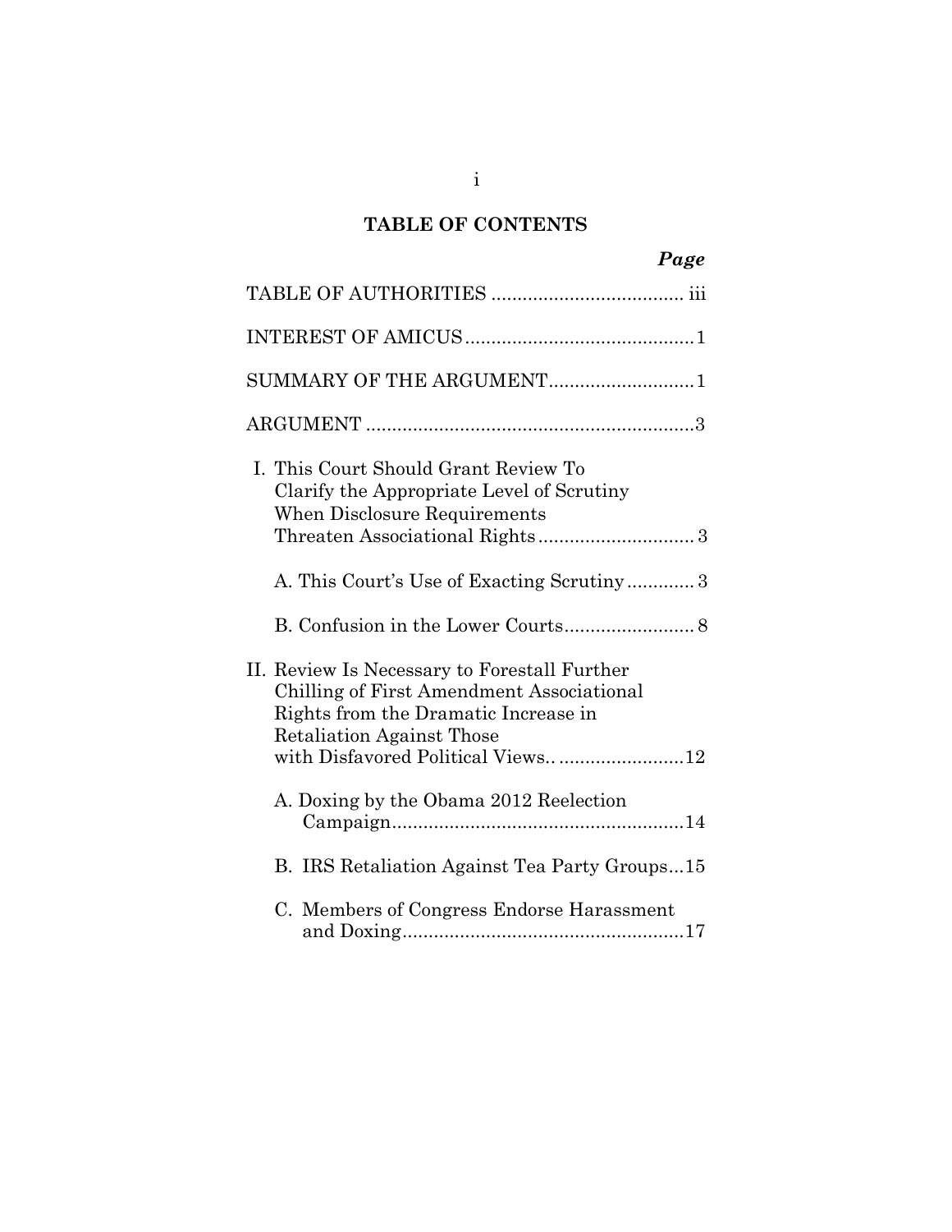## TABLE OF CONTENTS

| | *Page* |
|---|---|
| TABLE OF AUTHORITIES | iii |
| INTEREST OF AMICUS | 1 |
| SUMMARY OF THE ARGUMENT | 1 |
| ARGUMENT | 3 |
| I. This Court Should Grant Review To Clarify the Appropriate Level of Scrutiny When Disclosure Requirements Threaten Associational Rights | 3 |
| A. This Court's Use of Exacting Scrutiny | 3 |
| B. Confusion in the Lower Courts | 8 |
| II. Review Is Necessary to Forestall Further Chilling of First Amendment Associational Rights from the Dramatic Increase in Retaliation Against Those with Disfavored Political Views. | 12 |
| A. Doxing by the Obama 2012 Reelection Campaign | 14 |
| B. IRS Retaliation Against Tea Party Groups | 15 |
| C. Members of Congress Endorse Harassment and Doxing | 17 |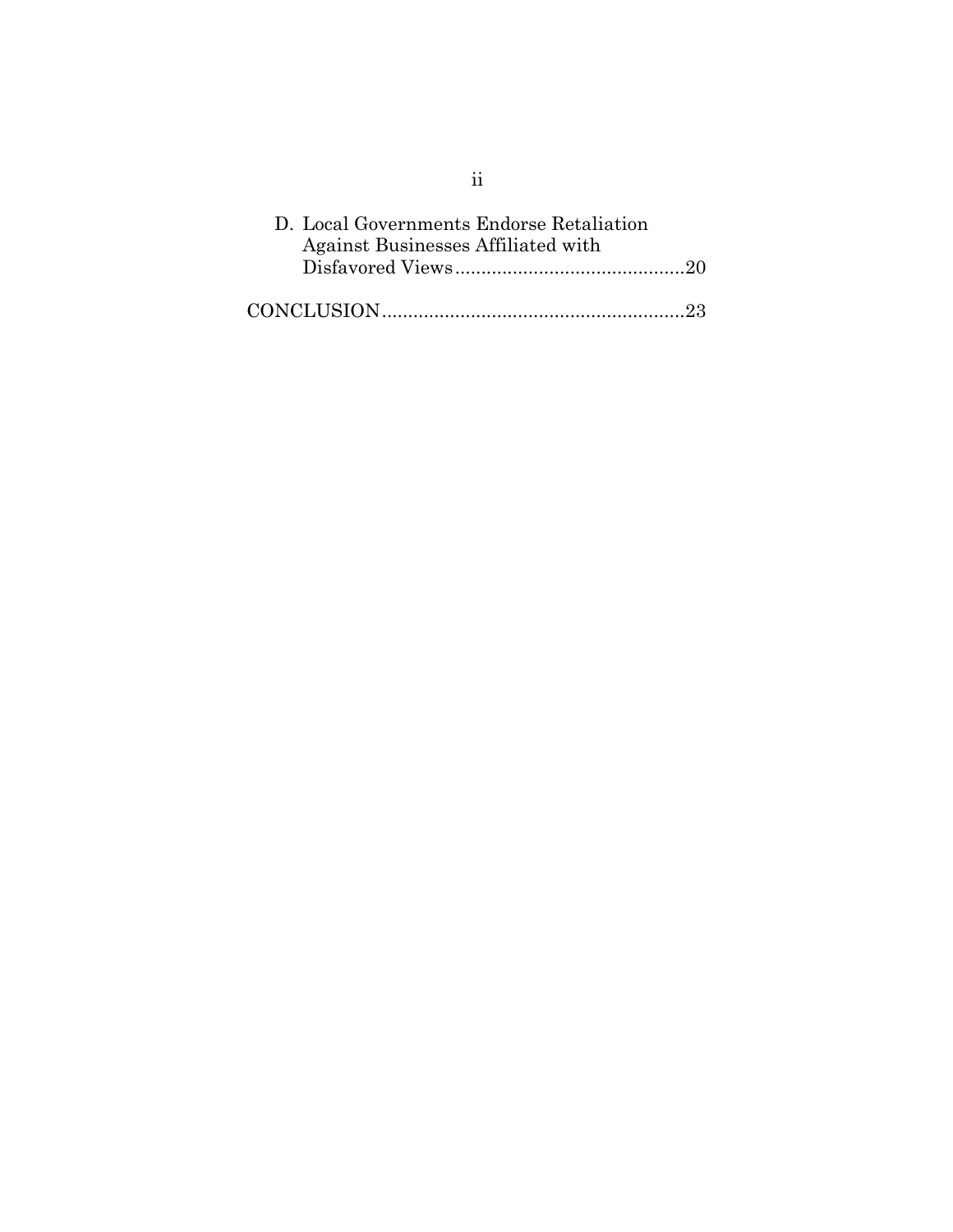D. Local Governments Endorse Retaliation Against Businesses Affiliated with Disfavored Views ............................................20

CONCLUSION..........................................................23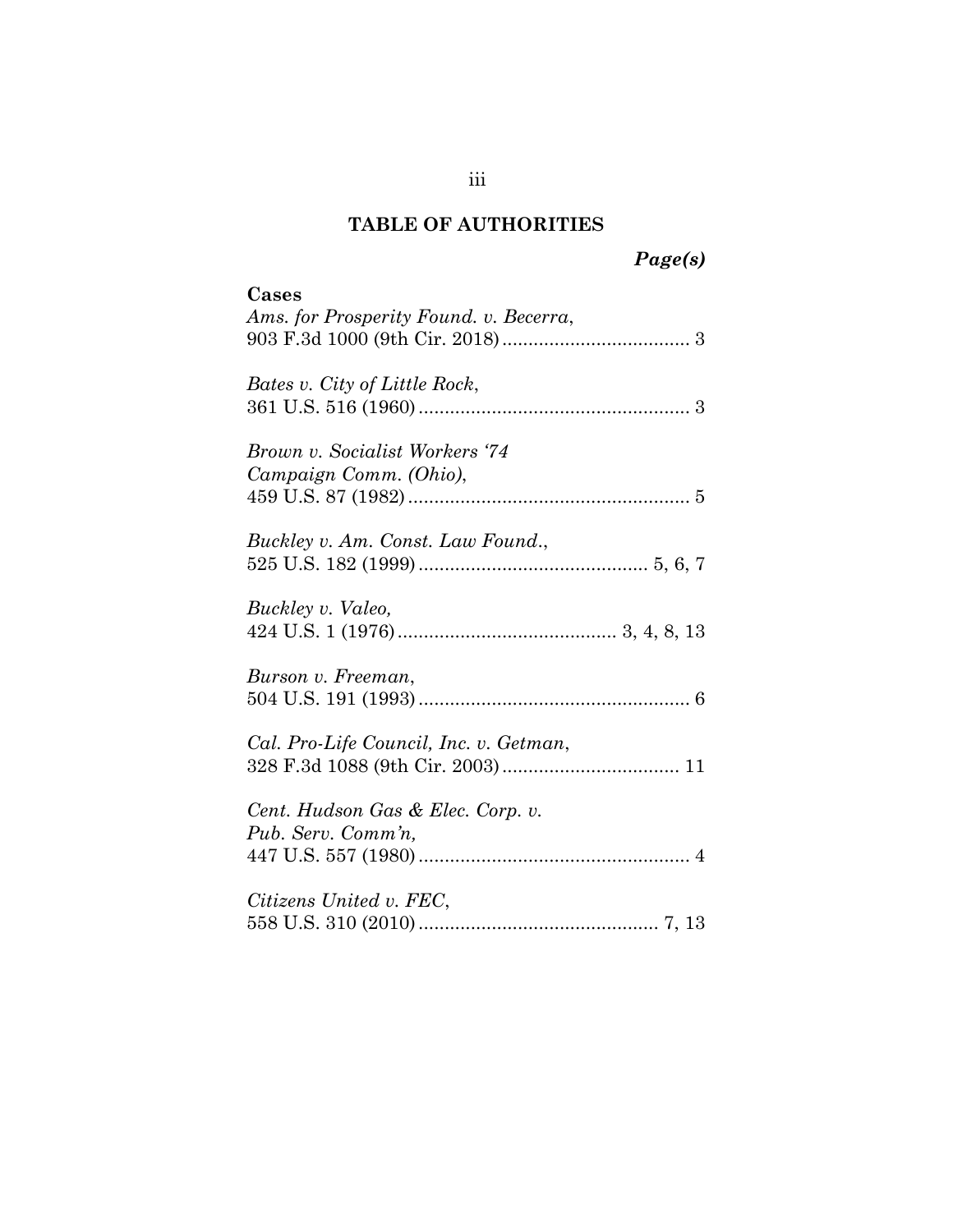# TABLE OF AUTHORITIES

***Page(s)***

**Cases**

*Ams. for Prosperity Found. v. Becerra*,
903 F.3d 1000 (9th Cir. 2018) .................................... 3

*Bates v. City of Little Rock*,
361 U.S. 516 (1960) .................................................... 3

*Brown v. Socialist Workers '74 Campaign Comm. (Ohio)*,
459 U.S. 87 (1982) ...................................................... 5

*Buckley v. Am. Const. Law Found.*,
525 U.S. 182 (1999) ............................................ 5, 6, 7

*Buckley v. Valeo,*
424 U.S. 1 (1976) .......................................... 3, 4, 8, 13

*Burson v. Freeman*,
504 U.S. 191 (1993) .................................................... 6

*Cal. Pro-Life Council, Inc. v. Getman*,
328 F.3d 1088 (9th Cir. 2003) .................................. 11

*Cent. Hudson Gas & Elec. Corp. v. Pub. Serv. Comm'n,*
447 U.S. 557 (1980) .................................................... 4

*Citizens United v. FEC*,
558 U.S. 310 (2010) .............................................. 7, 13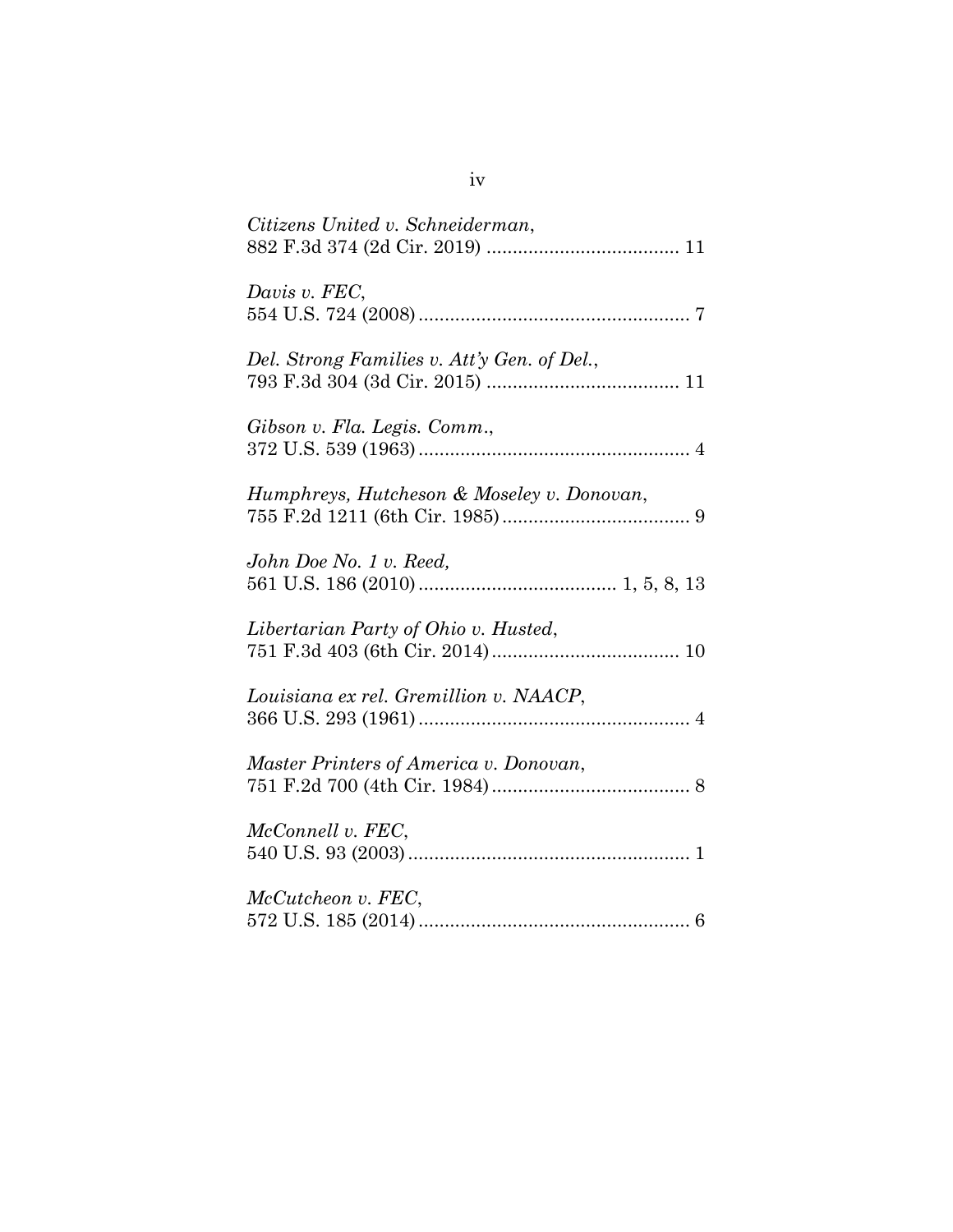*Citizens United v. Schneiderman*,
882 F.3d 374 (2d Cir. 2019) .................................... 11

*Davis v. FEC*,
554 U.S. 724 (2008) .................................................. 7

*Del. Strong Families v. Att'y Gen. of Del.*,
793 F.3d 304 (3d Cir. 2015) .................................... 11

*Gibson v. Fla. Legis. Comm.*,
372 U.S. 539 (1963) .................................................. 4

*Humphreys, Hutcheson & Moseley v. Donovan*,
755 F.2d 1211 (6th Cir. 1985) .................................. 9

*John Doe No. 1 v. Reed,*
561 U.S. 186 (2010) ..................................... 1, 5, 8, 13

*Libertarian Party of Ohio v. Husted*,
751 F.3d 403 (6th Cir. 2014) .................................. 10

*Louisiana ex rel. Gremillion v. NAACP*,
366 U.S. 293 (1961) .................................................. 4

*Master Printers of America v. Donovan*,
751 F.2d 700 (4th Cir. 1984) ..................................... 8

*McConnell v. FEC*,
540 U.S. 93 (2003) ..................................................... 1

*McCutcheon v. FEC*,
572 U.S. 185 (2014) .................................................. 6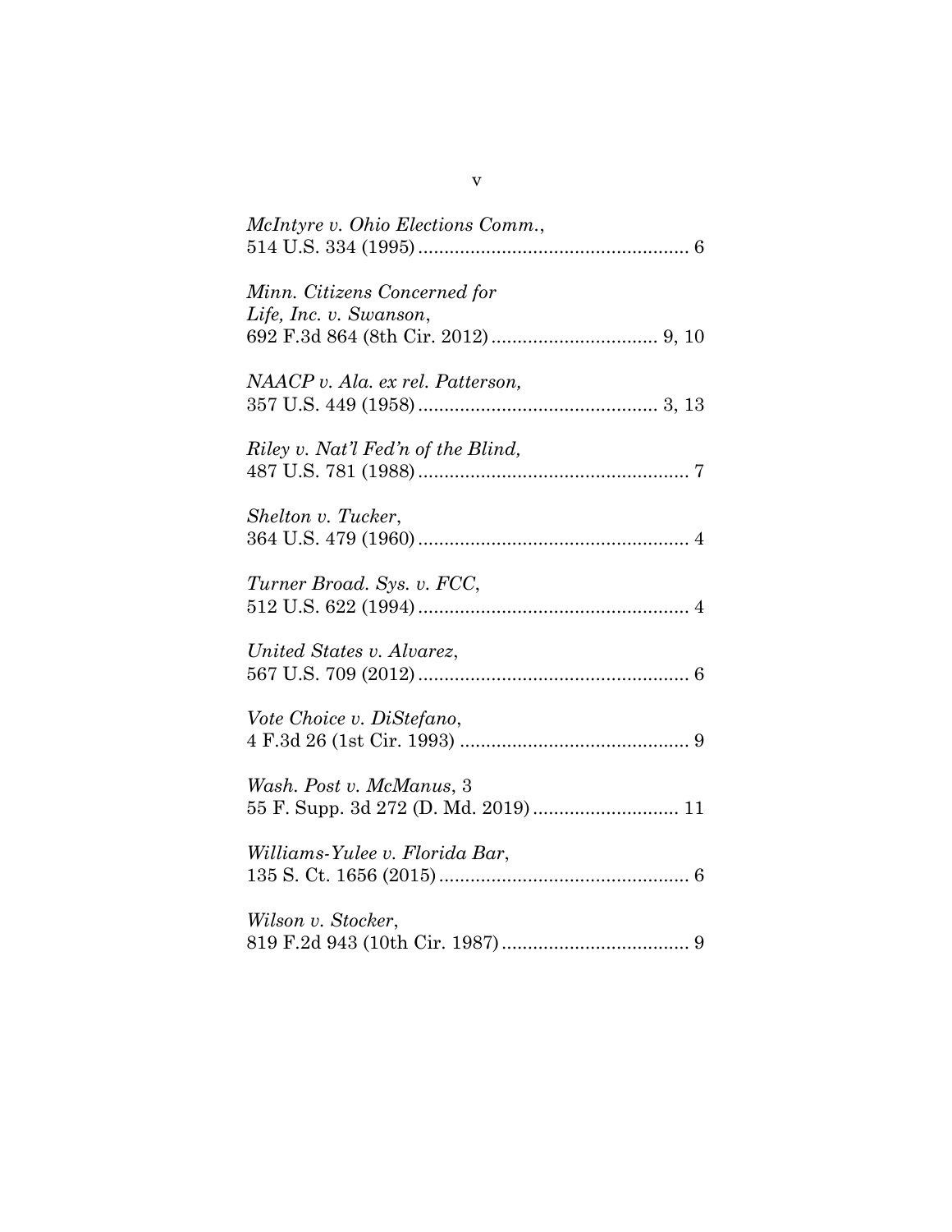*McIntyre v. Ohio Elections Comm.*,
514 U.S. 334 (1995) .................................................... 6

*Minn. Citizens Concerned for Life, Inc. v. Swanson*,
692 F.3d 864 (8th Cir. 2012) ................................ 9, 10

*NAACP v. Ala. ex rel. Patterson*,
357 U.S. 449 (1958) .............................................. 3, 13

*Riley v. Nat'l Fed'n of the Blind*,
487 U.S. 781 (1988) .................................................... 7

*Shelton v. Tucker*,
364 U.S. 479 (1960) .................................................... 4

*Turner Broad. Sys. v. FCC*,
512 U.S. 622 (1994) .................................................... 4

*United States v. Alvarez*,
567 U.S. 709 (2012) .................................................... 6

*Vote Choice v. DiStefano*,
4 F.3d 26 (1st Cir. 1993) ............................................ 9

*Wash. Post v. McManus*, 3
55 F. Supp. 3d 272 (D. Md. 2019) ............................ 11

*Williams-Yulee v. Florida Bar*,
135 S. Ct. 1656 (2015) ................................................ 6

*Wilson v. Stocker*,
819 F.2d 943 (10th Cir. 1987) .................................... 9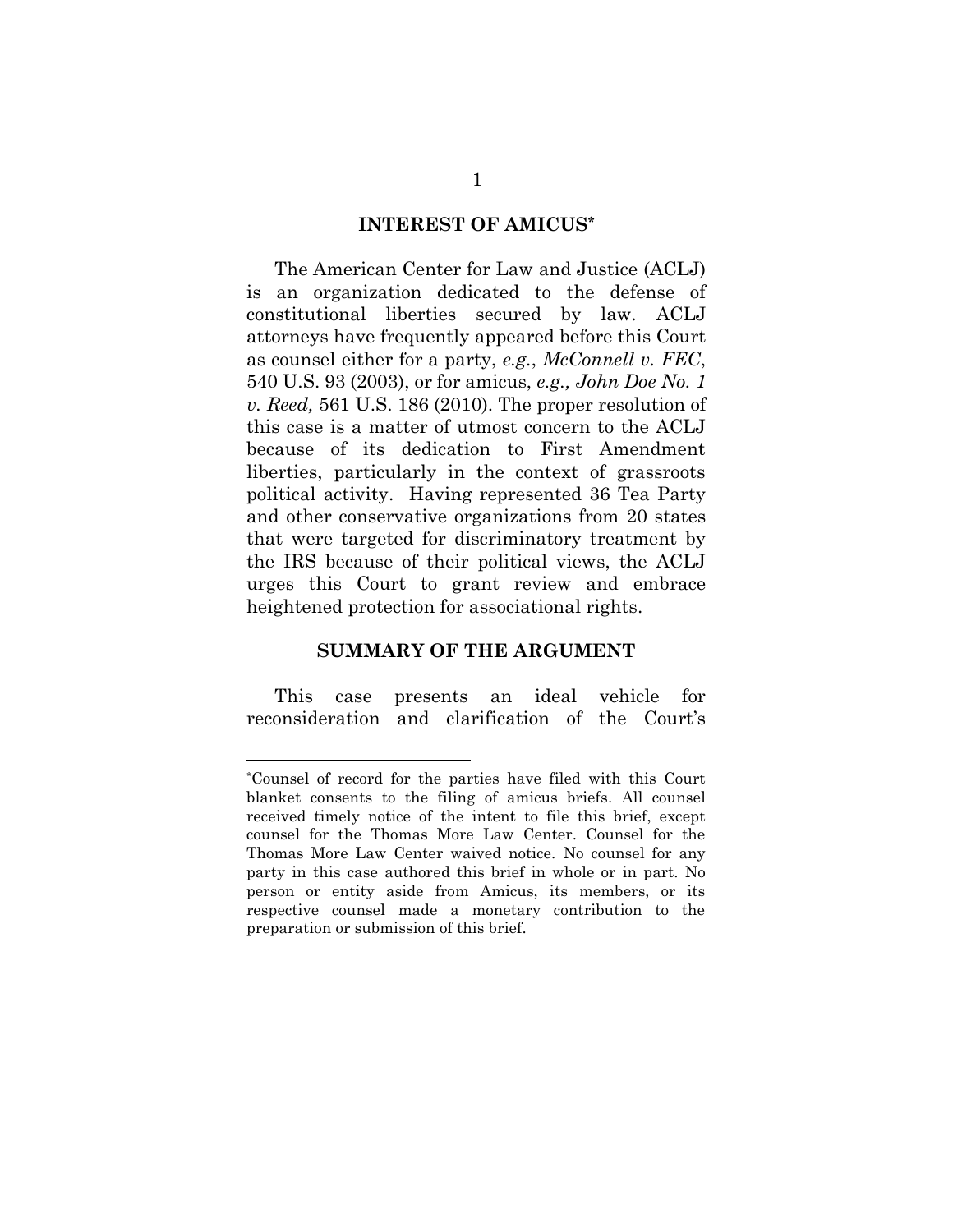## INTEREST OF AMICUS*

The American Center for Law and Justice (ACLJ) is an organization dedicated to the defense of constitutional liberties secured by law. ACLJ attorneys have frequently appeared before this Court as counsel either for a party, *e.g.*, *McConnell v. FEC*, 540 U.S. 93 (2003), or for amicus, *e.g., John Doe No. 1 v. Reed,* 561 U.S. 186 (2010). The proper resolution of this case is a matter of utmost concern to the ACLJ because of its dedication to First Amendment liberties, particularly in the context of grassroots political activity. Having represented 36 Tea Party and other conservative organizations from 20 states that were targeted for discriminatory treatment by the IRS because of their political views, the ACLJ urges this Court to grant review and embrace heightened protection for associational rights.

## SUMMARY OF THE ARGUMENT

This case presents an ideal vehicle for reconsideration and clarification of the Court's

---

*Counsel of record for the parties have filed with this Court blanket consents to the filing of amicus briefs. All counsel received timely notice of the intent to file this brief, except counsel for the Thomas More Law Center. Counsel for the Thomas More Law Center waived notice. No counsel for any party in this case authored this brief in whole or in part. No person or entity aside from Amicus, its members, or its respective counsel made a monetary contribution to the preparation or submission of this brief.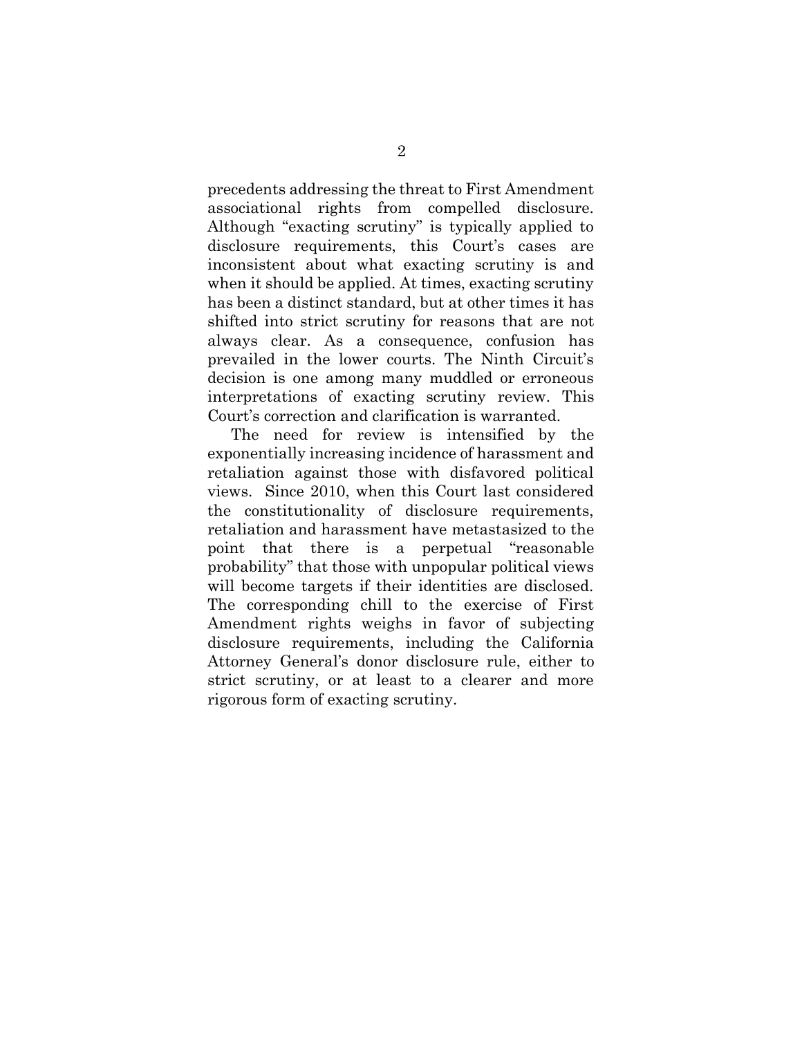precedents addressing the threat to First Amendment associational rights from compelled disclosure. Although "exacting scrutiny" is typically applied to disclosure requirements, this Court's cases are inconsistent about what exacting scrutiny is and when it should be applied. At times, exacting scrutiny has been a distinct standard, but at other times it has shifted into strict scrutiny for reasons that are not always clear. As a consequence, confusion has prevailed in the lower courts. The Ninth Circuit's decision is one among many muddled or erroneous interpretations of exacting scrutiny review. This Court's correction and clarification is warranted.

The need for review is intensified by the exponentially increasing incidence of harassment and retaliation against those with disfavored political views. Since 2010, when this Court last considered the constitutionality of disclosure requirements, retaliation and harassment have metastasized to the point that there is a perpetual "reasonable probability" that those with unpopular political views will become targets if their identities are disclosed. The corresponding chill to the exercise of First Amendment rights weighs in favor of subjecting disclosure requirements, including the California Attorney General's donor disclosure rule, either to strict scrutiny, or at least to a clearer and more rigorous form of exacting scrutiny.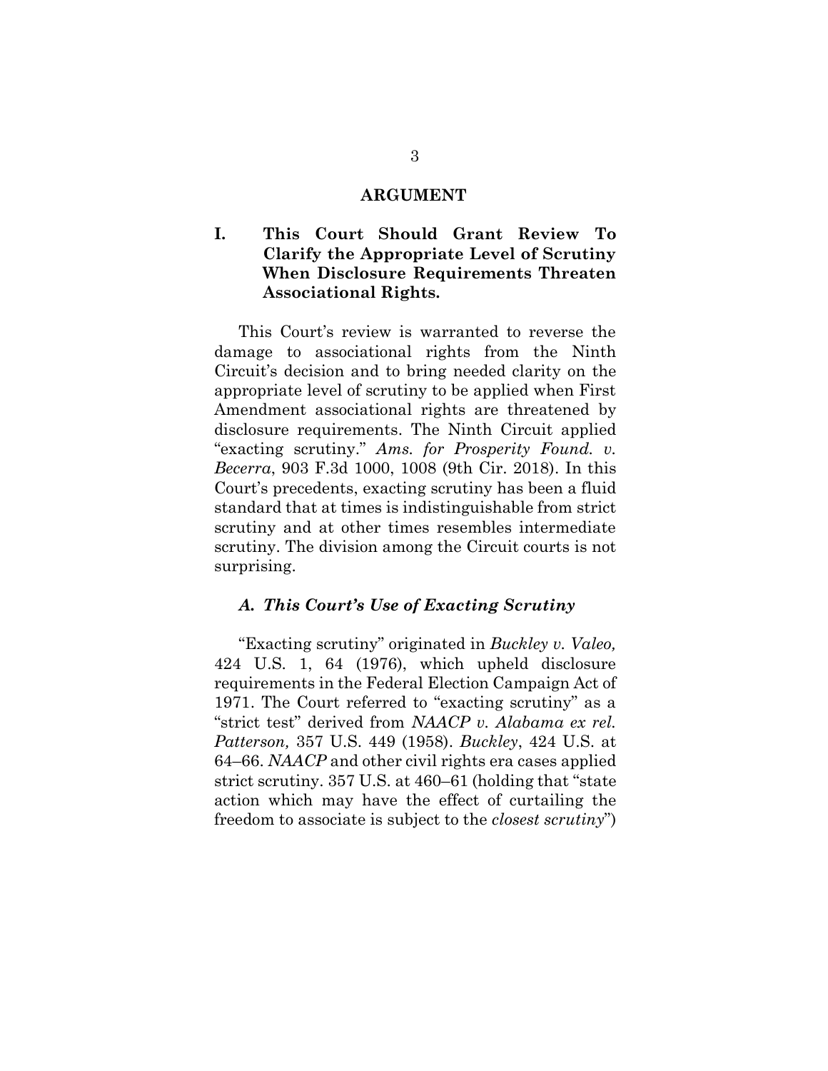## ARGUMENT

### I. This Court Should Grant Review To Clarify the Appropriate Level of Scrutiny When Disclosure Requirements Threaten Associational Rights.

This Court's review is warranted to reverse the damage to associational rights from the Ninth Circuit's decision and to bring needed clarity on the appropriate level of scrutiny to be applied when First Amendment associational rights are threatened by disclosure requirements. The Ninth Circuit applied "exacting scrutiny." *Ams. for Prosperity Found. v. Becerra*, 903 F.3d 1000, 1008 (9th Cir. 2018). In this Court's precedents, exacting scrutiny has been a fluid standard that at times is indistinguishable from strict scrutiny and at other times resembles intermediate scrutiny. The division among the Circuit courts is not surprising.

#### *A. This Court's Use of Exacting Scrutiny*

"Exacting scrutiny" originated in *Buckley v. Valeo,* 424 U.S. 1, 64 (1976), which upheld disclosure requirements in the Federal Election Campaign Act of 1971. The Court referred to "exacting scrutiny" as a "strict test" derived from *NAACP v. Alabama ex rel. Patterson,* 357 U.S. 449 (1958). *Buckley*, 424 U.S. at 64–66. *NAACP* and other civil rights era cases applied strict scrutiny. 357 U.S. at 460–61 (holding that "state action which may have the effect of curtailing the freedom to associate is subject to the *closest scrutiny*")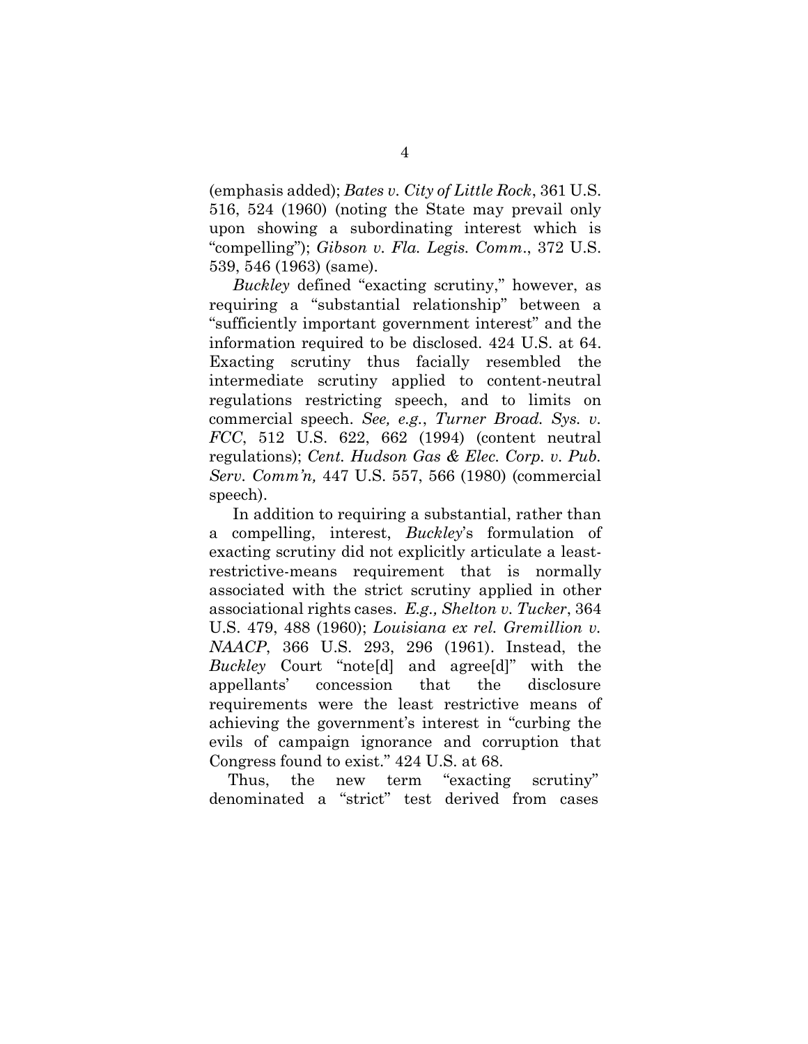(emphasis added); *Bates v. City of Little Rock*, 361 U.S. 516, 524 (1960) (noting the State may prevail only upon showing a subordinating interest which is "compelling"); *Gibson v. Fla. Legis. Comm*., 372 U.S. 539, 546 (1963) (same).

*Buckley* defined "exacting scrutiny," however, as requiring a "substantial relationship" between a "sufficiently important government interest" and the information required to be disclosed. 424 U.S. at 64. Exacting scrutiny thus facially resembled the intermediate scrutiny applied to content-neutral regulations restricting speech, and to limits on commercial speech. *See, e.g.*, *Turner Broad. Sys. v. FCC*, 512 U.S. 622, 662 (1994) (content neutral regulations); *Cent. Hudson Gas & Elec. Corp. v. Pub. Serv. Comm'n,* 447 U.S. 557, 566 (1980) (commercial speech).

In addition to requiring a substantial, rather than a compelling, interest, *Buckley*'s formulation of exacting scrutiny did not explicitly articulate a least-restrictive-means requirement that is normally associated with the strict scrutiny applied in other associational rights cases. *E.g., Shelton v. Tucker*, 364 U.S. 479, 488 (1960); *Louisiana ex rel. Gremillion v. NAACP*, 366 U.S. 293, 296 (1961). Instead, the *Buckley* Court "note[d] and agree[d]" with the appellants' concession that the disclosure requirements were the least restrictive means of achieving the government's interest in "curbing the evils of campaign ignorance and corruption that Congress found to exist." 424 U.S. at 68.

Thus, the new term "exacting scrutiny" denominated a "strict" test derived from cases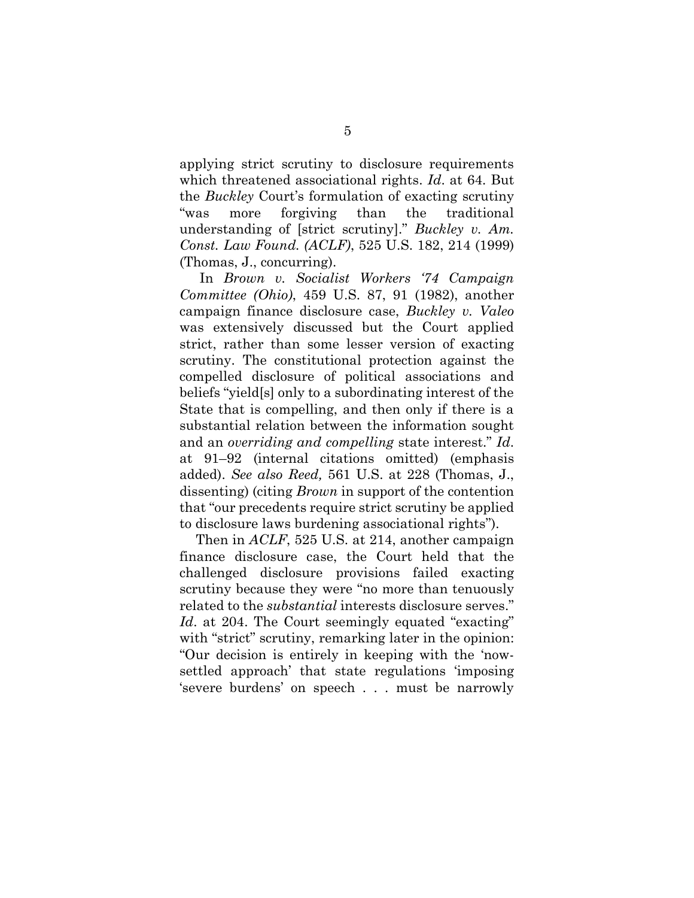applying strict scrutiny to disclosure requirements which threatened associational rights. *Id*. at 64. But the *Buckley* Court's formulation of exacting scrutiny "was more forgiving than the traditional understanding of [strict scrutiny]." *Buckley v. Am. Const. Law Found. (ACLF)*, 525 U.S. 182, 214 (1999) (Thomas, J., concurring).

In *Brown v. Socialist Workers '74 Campaign Committee (Ohio)*, 459 U.S. 87, 91 (1982), another campaign finance disclosure case, *Buckley v. Valeo* was extensively discussed but the Court applied strict, rather than some lesser version of exacting scrutiny. The constitutional protection against the compelled disclosure of political associations and beliefs "yield[s] only to a subordinating interest of the State that is compelling, and then only if there is a substantial relation between the information sought and an *overriding and compelling* state interest." *Id*. at 91–92 (internal citations omitted) (emphasis added). *See also Reed,* 561 U.S. at 228 (Thomas, J., dissenting) (citing *Brown* in support of the contention that "our precedents require strict scrutiny be applied to disclosure laws burdening associational rights").

Then in *ACLF*, 525 U.S. at 214, another campaign finance disclosure case, the Court held that the challenged disclosure provisions failed exacting scrutiny because they were "no more than tenuously related to the *substantial* interests disclosure serves." *Id*. at 204. The Court seemingly equated "exacting" with "strict" scrutiny, remarking later in the opinion: "Our decision is entirely in keeping with the 'now-settled approach' that state regulations 'imposing 'severe burdens' on speech . . . must be narrowly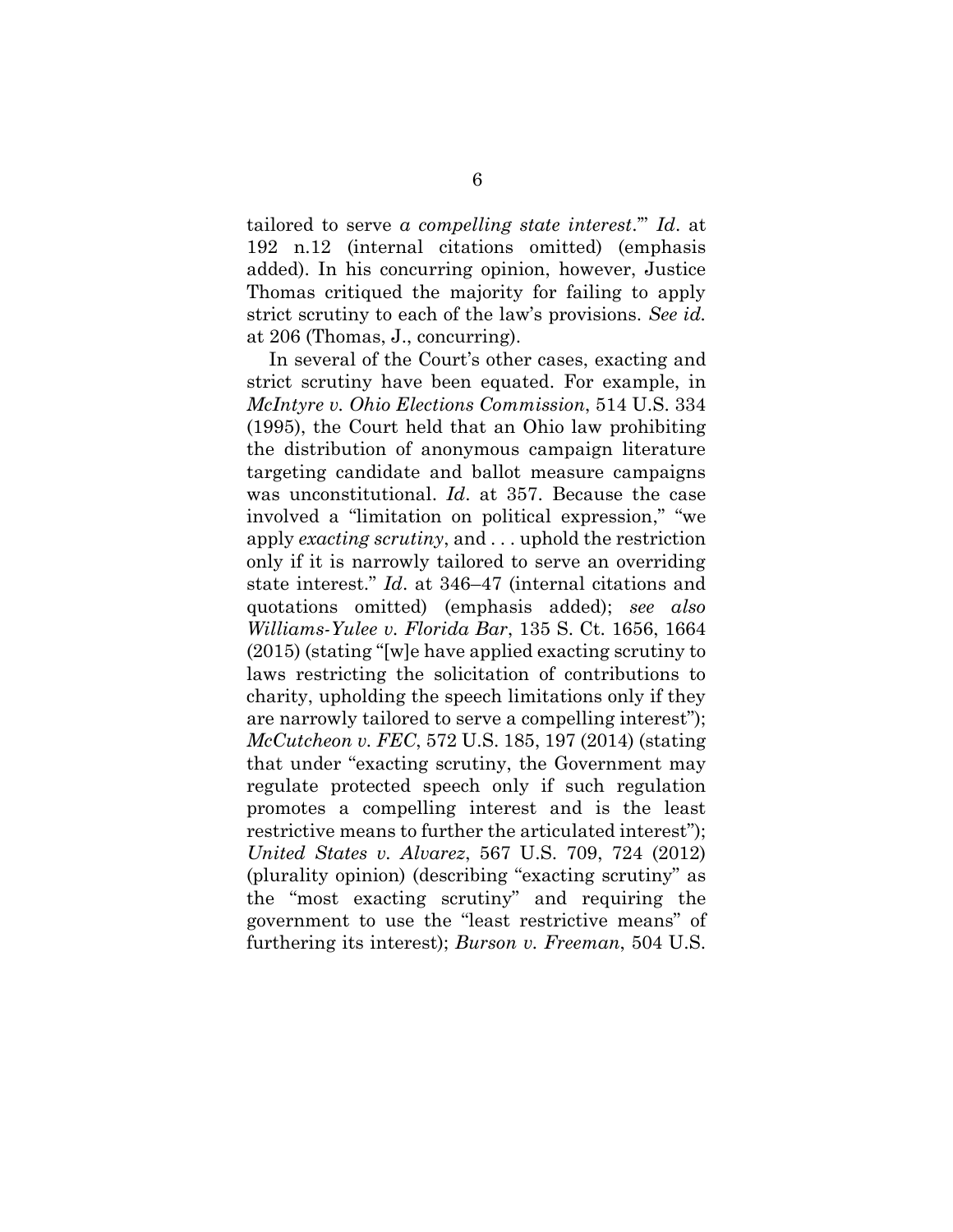tailored to serve *a compelling state interest*.'" *Id*. at 192 n.12 (internal citations omitted) (emphasis added). In his concurring opinion, however, Justice Thomas critiqued the majority for failing to apply strict scrutiny to each of the law's provisions. *See id.* at 206 (Thomas, J., concurring).

In several of the Court's other cases, exacting and strict scrutiny have been equated. For example, in *McIntyre v. Ohio Elections Commission*, 514 U.S. 334 (1995), the Court held that an Ohio law prohibiting the distribution of anonymous campaign literature targeting candidate and ballot measure campaigns was unconstitutional. *Id*. at 357. Because the case involved a "limitation on political expression," "we apply *exacting scrutiny*, and . . . uphold the restriction only if it is narrowly tailored to serve an overriding state interest." *Id*. at 346–47 (internal citations and quotations omitted) (emphasis added); *see also Williams-Yulee v. Florida Bar*, 135 S. Ct. 1656, 1664 (2015) (stating "[w]e have applied exacting scrutiny to laws restricting the solicitation of contributions to charity, upholding the speech limitations only if they are narrowly tailored to serve a compelling interest"); *McCutcheon v. FEC*, 572 U.S. 185, 197 (2014) (stating that under "exacting scrutiny, the Government may regulate protected speech only if such regulation promotes a compelling interest and is the least restrictive means to further the articulated interest"); *United States v. Alvarez*, 567 U.S. 709, 724 (2012) (plurality opinion) (describing "exacting scrutiny" as the "most exacting scrutiny" and requiring the government to use the "least restrictive means" of furthering its interest); *Burson v. Freeman*, 504 U.S.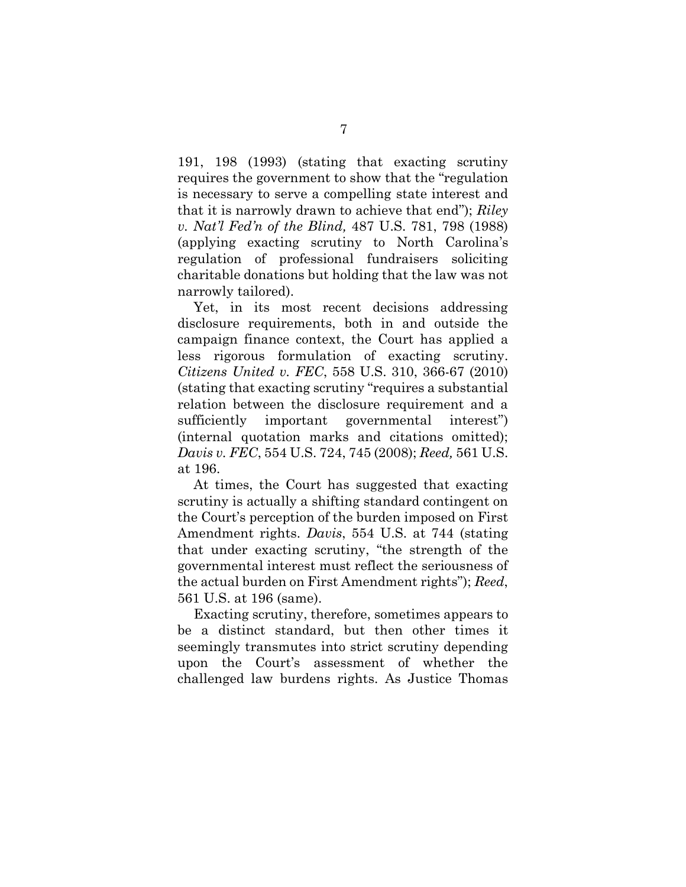191, 198 (1993) (stating that exacting scrutiny requires the government to show that the "regulation is necessary to serve a compelling state interest and that it is narrowly drawn to achieve that end"); *Riley v. Nat'l Fed'n of the Blind,* 487 U.S. 781, 798 (1988) (applying exacting scrutiny to North Carolina's regulation of professional fundraisers soliciting charitable donations but holding that the law was not narrowly tailored).

Yet, in its most recent decisions addressing disclosure requirements, both in and outside the campaign finance context, the Court has applied a less rigorous formulation of exacting scrutiny. *Citizens United v. FEC*, 558 U.S. 310, 366-67 (2010) (stating that exacting scrutiny "requires a substantial relation between the disclosure requirement and a sufficiently important governmental interest") (internal quotation marks and citations omitted); *Davis v. FEC*, 554 U.S. 724, 745 (2008); *Reed,* 561 U.S. at 196.

At times, the Court has suggested that exacting scrutiny is actually a shifting standard contingent on the Court's perception of the burden imposed on First Amendment rights. *Davis*, 554 U.S. at 744 (stating that under exacting scrutiny, "the strength of the governmental interest must reflect the seriousness of the actual burden on First Amendment rights"); *Reed*, 561 U.S. at 196 (same).

Exacting scrutiny, therefore, sometimes appears to be a distinct standard, but then other times it seemingly transmutes into strict scrutiny depending upon the Court's assessment of whether the challenged law burdens rights. As Justice Thomas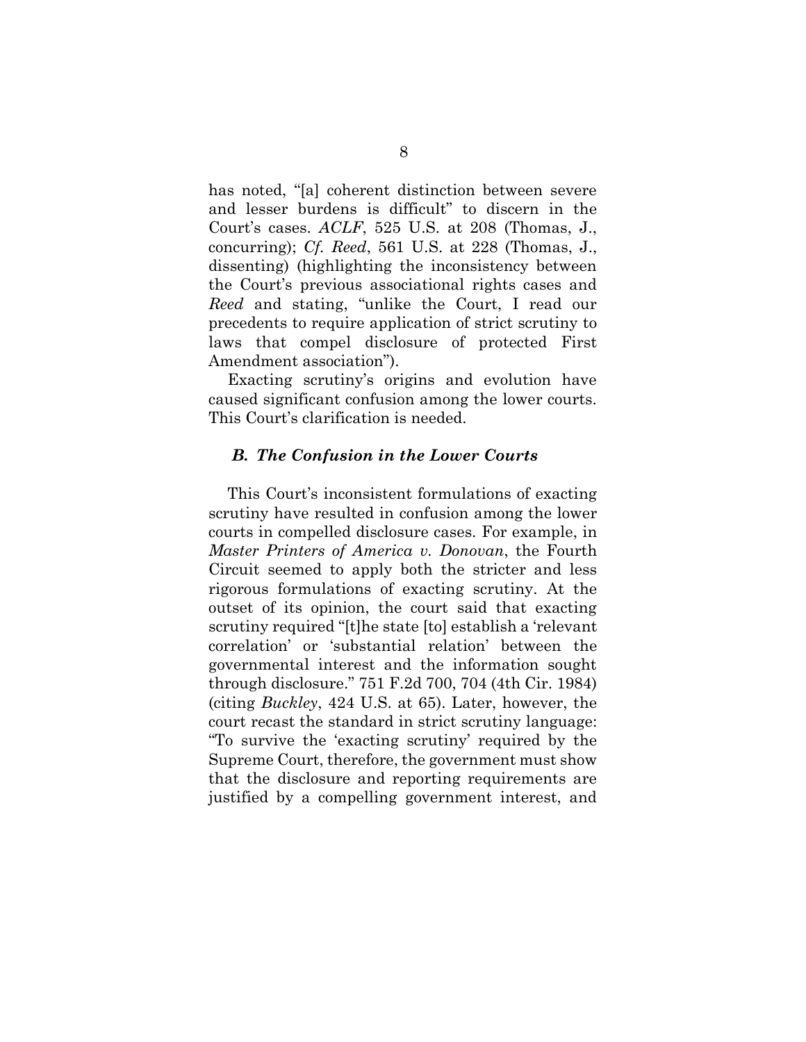has noted, "[a] coherent distinction between severe and lesser burdens is difficult" to discern in the Court's cases. *ACLF*, 525 U.S. at 208 (Thomas, J., concurring); *Cf. Reed*, 561 U.S. at 228 (Thomas, J., dissenting) (highlighting the inconsistency between the Court's previous associational rights cases and *Reed* and stating, "unlike the Court, I read our precedents to require application of strict scrutiny to laws that compel disclosure of protected First Amendment association").

Exacting scrutiny's origins and evolution have caused significant confusion among the lower courts. This Court's clarification is needed.

### *B. The Confusion in the Lower Courts*

This Court's inconsistent formulations of exacting scrutiny have resulted in confusion among the lower courts in compelled disclosure cases. For example, in *Master Printers of America v. Donovan*, the Fourth Circuit seemed to apply both the stricter and less rigorous formulations of exacting scrutiny. At the outset of its opinion, the court said that exacting scrutiny required "[t]he state [to] establish a 'relevant correlation' or 'substantial relation' between the governmental interest and the information sought through disclosure." 751 F.2d 700, 704 (4th Cir. 1984) (citing *Buckley*, 424 U.S. at 65). Later, however, the court recast the standard in strict scrutiny language: "To survive the 'exacting scrutiny' required by the Supreme Court, therefore, the government must show that the disclosure and reporting requirements are justified by a compelling government interest, and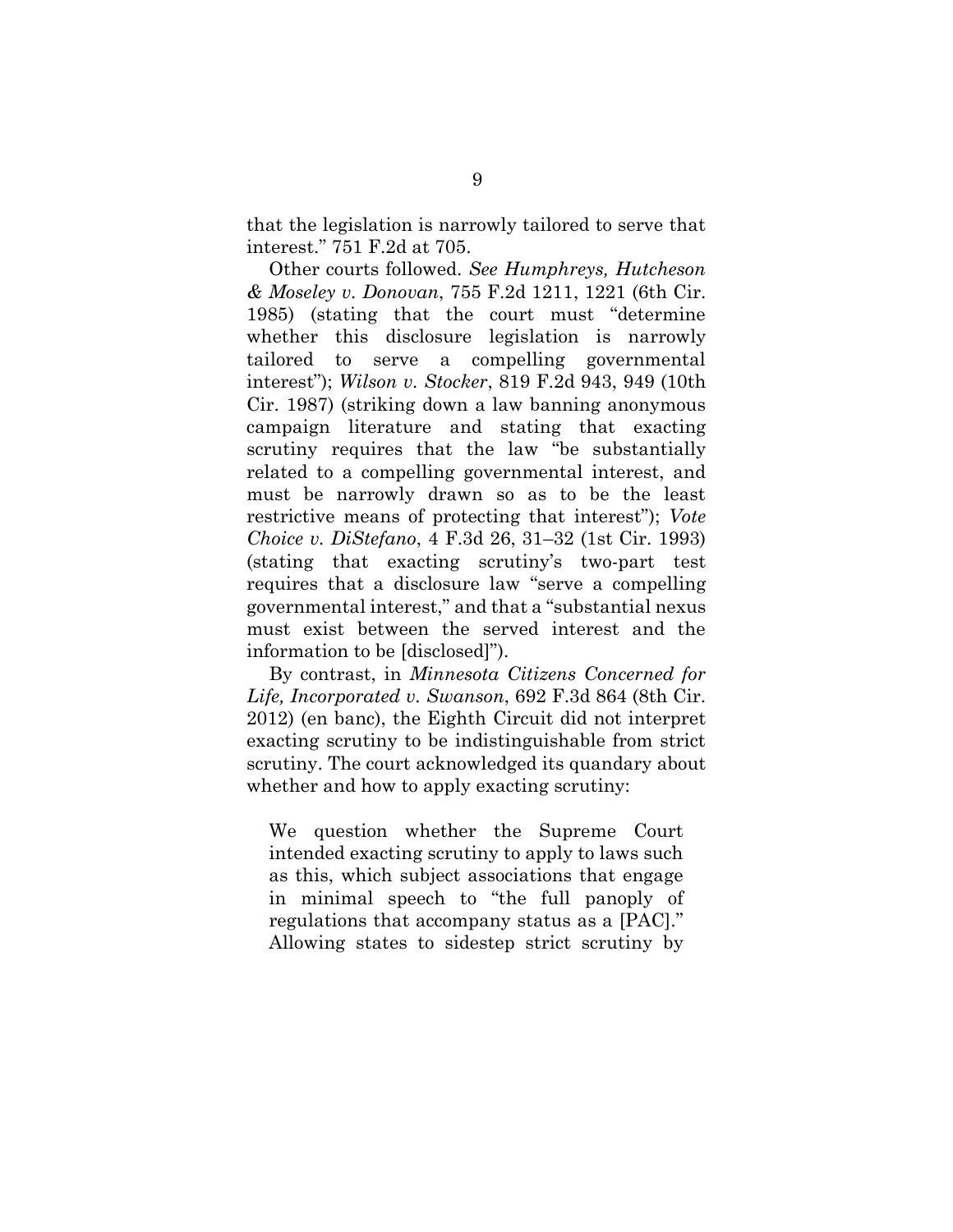that the legislation is narrowly tailored to serve that interest." 751 F.2d at 705.

Other courts followed. *See Humphreys, Hutcheson & Moseley v. Donovan*, 755 F.2d 1211, 1221 (6th Cir. 1985) (stating that the court must "determine whether this disclosure legislation is narrowly tailored to serve a compelling governmental interest"); *Wilson v. Stocker*, 819 F.2d 943, 949 (10th Cir. 1987) (striking down a law banning anonymous campaign literature and stating that exacting scrutiny requires that the law "be substantially related to a compelling governmental interest, and must be narrowly drawn so as to be the least restrictive means of protecting that interest"); *Vote Choice v. DiStefano*, 4 F.3d 26, 31–32 (1st Cir. 1993) (stating that exacting scrutiny's two-part test requires that a disclosure law "serve a compelling governmental interest," and that a "substantial nexus must exist between the served interest and the information to be [disclosed]").

By contrast, in *Minnesota Citizens Concerned for Life, Incorporated v. Swanson*, 692 F.3d 864 (8th Cir. 2012) (en banc), the Eighth Circuit did not interpret exacting scrutiny to be indistinguishable from strict scrutiny. The court acknowledged its quandary about whether and how to apply exacting scrutiny:

> We question whether the Supreme Court intended exacting scrutiny to apply to laws such as this, which subject associations that engage in minimal speech to "the full panoply of regulations that accompany status as a [PAC]." Allowing states to sidestep strict scrutiny by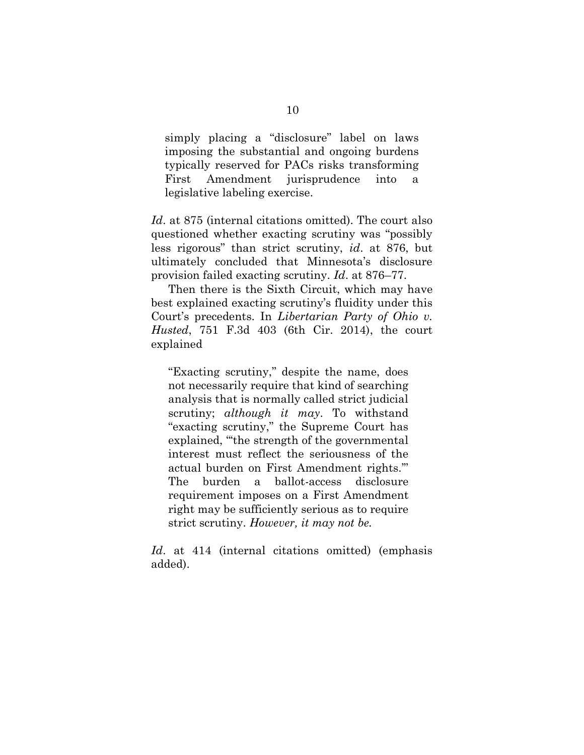> simply placing a "disclosure" label on laws imposing the substantial and ongoing burdens typically reserved for PACs risks transforming First Amendment jurisprudence into a legislative labeling exercise.

*Id*. at 875 (internal citations omitted). The court also questioned whether exacting scrutiny was "possibly less rigorous" than strict scrutiny, *id*. at 876, but ultimately concluded that Minnesota's disclosure provision failed exacting scrutiny. *Id*. at 876–77.

Then there is the Sixth Circuit, which may have best explained exacting scrutiny's fluidity under this Court's precedents. In *Libertarian Party of Ohio v. Husted*, 751 F.3d 403 (6th Cir. 2014), the court explained

> "Exacting scrutiny," despite the name, does not necessarily require that kind of searching analysis that is normally called strict judicial scrutiny; *although it may*. To withstand "exacting scrutiny," the Supreme Court has explained, "'the strength of the governmental interest must reflect the seriousness of the actual burden on First Amendment rights.'" The burden a ballot-access disclosure requirement imposes on a First Amendment right may be sufficiently serious as to require strict scrutiny. *However, it may not be.*

*Id*. at 414 (internal citations omitted) (emphasis added).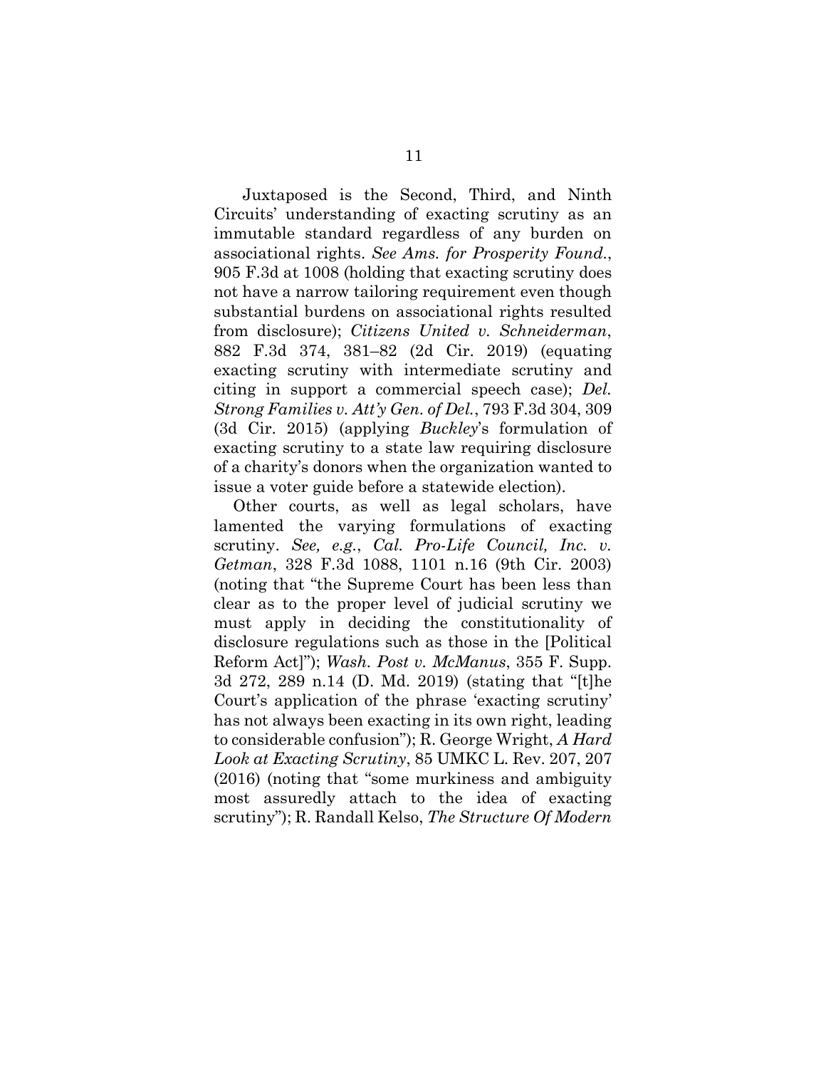Juxtaposed is the Second, Third, and Ninth Circuits' understanding of exacting scrutiny as an immutable standard regardless of any burden on associational rights. *See Ams. for Prosperity Found.*, 905 F.3d at 1008 (holding that exacting scrutiny does not have a narrow tailoring requirement even though substantial burdens on associational rights resulted from disclosure); *Citizens United v. Schneiderman*, 882 F.3d 374, 381–82 (2d Cir. 2019) (equating exacting scrutiny with intermediate scrutiny and citing in support a commercial speech case); *Del. Strong Families v. Att'y Gen. of Del.*, 793 F.3d 304, 309 (3d Cir. 2015) (applying *Buckley*'s formulation of exacting scrutiny to a state law requiring disclosure of a charity's donors when the organization wanted to issue a voter guide before a statewide election).

Other courts, as well as legal scholars, have lamented the varying formulations of exacting scrutiny. *See, e.g.*, *Cal. Pro-Life Council, Inc. v. Getman*, 328 F.3d 1088, 1101 n.16 (9th Cir. 2003) (noting that "the Supreme Court has been less than clear as to the proper level of judicial scrutiny we must apply in deciding the constitutionality of disclosure regulations such as those in the [Political Reform Act]"); *Wash. Post v. McManus*, 355 F. Supp. 3d 272, 289 n.14 (D. Md. 2019) (stating that "[t]he Court's application of the phrase 'exacting scrutiny' has not always been exacting in its own right, leading to considerable confusion"); R. George Wright, *A Hard Look at Exacting Scrutiny*, 85 UMKC L. Rev. 207, 207 (2016) (noting that "some murkiness and ambiguity most assuredly attach to the idea of exacting scrutiny"); R. Randall Kelso, *The Structure Of Modern*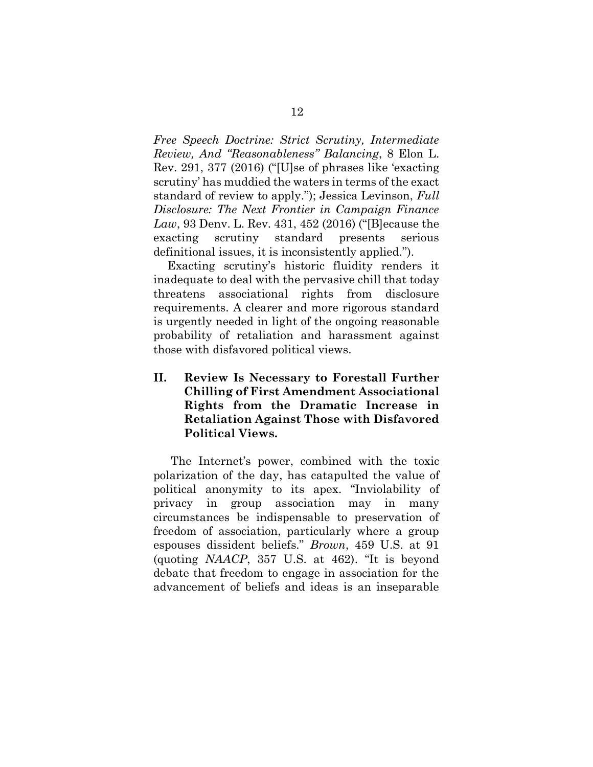*Free Speech Doctrine: Strict Scrutiny, Intermediate Review, And "Reasonableness" Balancing*, 8 Elon L. Rev. 291, 377 (2016) ("[U]se of phrases like 'exacting scrutiny' has muddied the waters in terms of the exact standard of review to apply."); Jessica Levinson, *Full Disclosure: The Next Frontier in Campaign Finance Law*, 93 Denv. L. Rev. 431, 452 (2016) ("[B]ecause the exacting scrutiny standard presents serious definitional issues, it is inconsistently applied.").

Exacting scrutiny's historic fluidity renders it inadequate to deal with the pervasive chill that today threatens associational rights from disclosure requirements. A clearer and more rigorous standard is urgently needed in light of the ongoing reasonable probability of retaliation and harassment against those with disfavored political views.

## II. Review Is Necessary to Forestall Further Chilling of First Amendment Associational Rights from the Dramatic Increase in Retaliation Against Those with Disfavored Political Views.

The Internet's power, combined with the toxic polarization of the day, has catapulted the value of political anonymity to its apex. "Inviolability of privacy in group association may in many circumstances be indispensable to preservation of freedom of association, particularly where a group espouses dissident beliefs." *Brown*, 459 U.S. at 91 (quoting *NAACP*, 357 U.S. at 462). "It is beyond debate that freedom to engage in association for the advancement of beliefs and ideas is an inseparable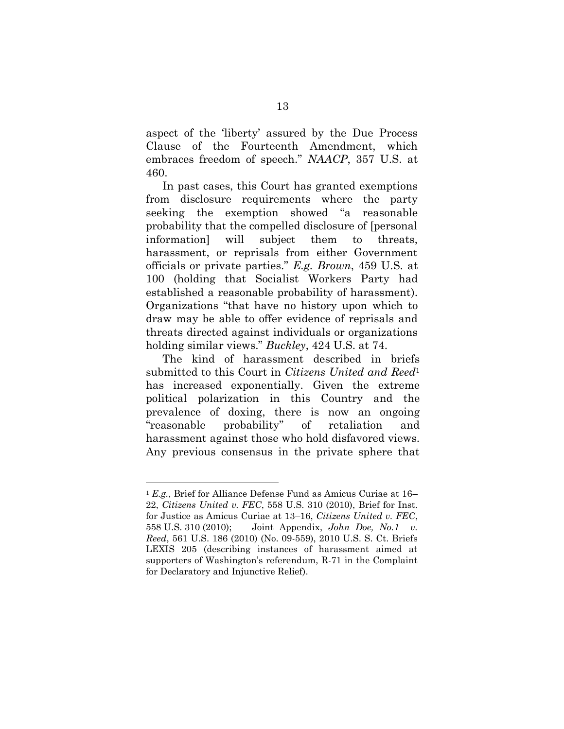aspect of the 'liberty' assured by the Due Process Clause of the Fourteenth Amendment, which embraces freedom of speech." *NAACP*, 357 U.S. at 460.

In past cases, this Court has granted exemptions from disclosure requirements where the party seeking the exemption showed "a reasonable probability that the compelled disclosure of [personal information] will subject them to threats, harassment, or reprisals from either Government officials or private parties." *E.g. Brown*, 459 U.S. at 100 (holding that Socialist Workers Party had established a reasonable probability of harassment). Organizations "that have no history upon which to draw may be able to offer evidence of reprisals and threats directed against individuals or organizations holding similar views." *Buckley*, 424 U.S. at 74.

The kind of harassment described in briefs submitted to this Court in *Citizens United and Reed*[1] has increased exponentially. Given the extreme political polarization in this Country and the prevalence of doxing, there is now an ongoing "reasonable probability" of retaliation and harassment against those who hold disfavored views. Any previous consensus in the private sphere that

---

[1] *E.g.*, Brief for Alliance Defense Fund as Amicus Curiae at 16–22, *Citizens United v. FEC*, 558 U.S. 310 (2010), Brief for Inst. for Justice as Amicus Curiae at 13–16, *Citizens United v. FEC*, 558 U.S. 310 (2010); Joint Appendix, *John Doe, No.1 v. Reed*, 561 U.S. 186 (2010) (No. 09-559), 2010 U.S. S. Ct. Briefs LEXIS 205 (describing instances of harassment aimed at supporters of Washington's referendum, R-71 in the Complaint for Declaratory and Injunctive Relief).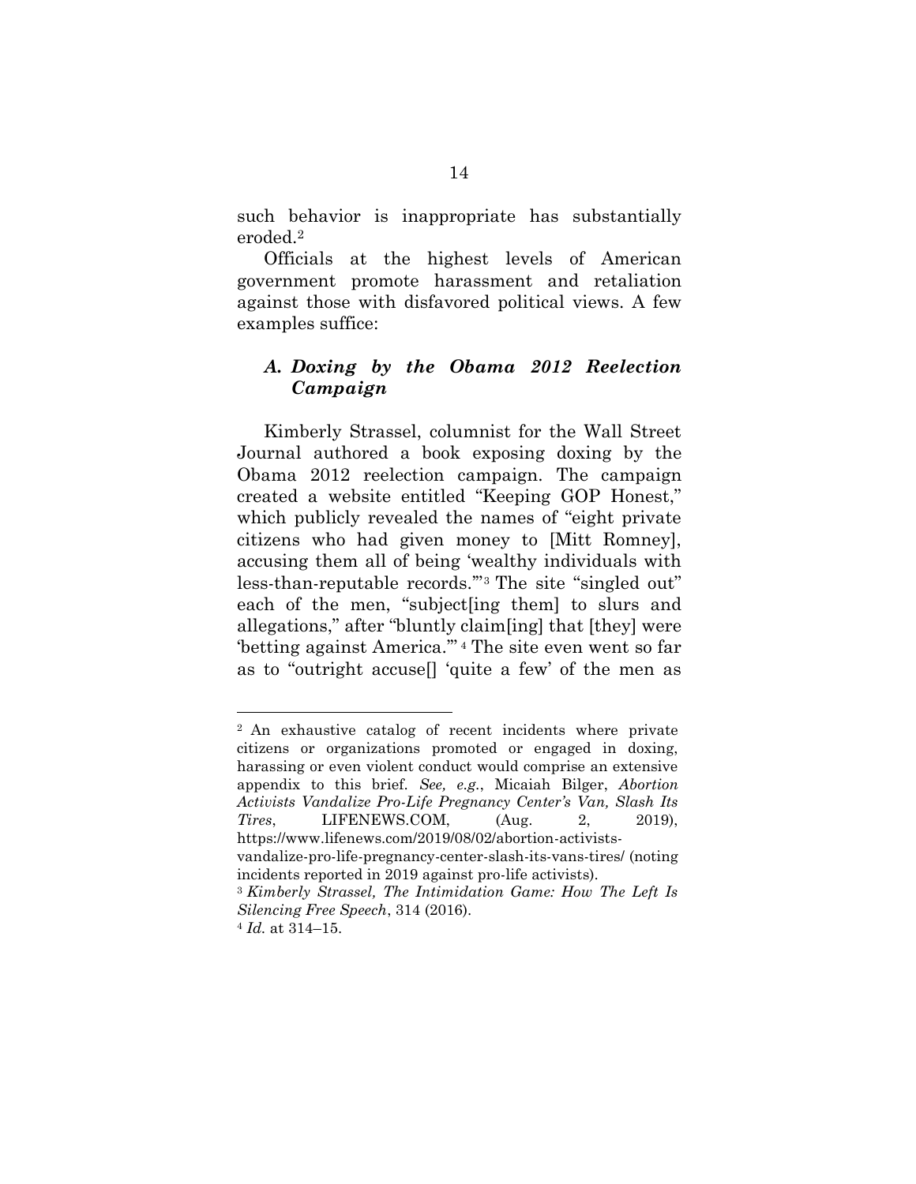such behavior is inappropriate has substantially eroded.[2]

Officials at the highest levels of American government promote harassment and retaliation against those with disfavored political views. A few examples suffice:

### *A. Doxing by the Obama 2012 Reelection Campaign*

Kimberly Strassel, columnist for the Wall Street Journal authored a book exposing doxing by the Obama 2012 reelection campaign. The campaign created a website entitled "Keeping GOP Honest," which publicly revealed the names of "eight private citizens who had given money to [Mitt Romney], accusing them all of being 'wealthy individuals with less-than-reputable records.'"[3] The site "singled out" each of the men, "subject[ing them] to slurs and allegations," after "bluntly claim[ing] that [they] were 'betting against America.'"[4] The site even went so far as to "outright accuse[] 'quite a few' of the men as

---

[2] An exhaustive catalog of recent incidents where private citizens or organizations promoted or engaged in doxing, harassing or even violent conduct would comprise an extensive appendix to this brief. *See, e.g.*, Micaiah Bilger, *Abortion Activists Vandalize Pro-Life Pregnancy Center's Van, Slash Its Tires*, LIFENEWS.COM, (Aug. 2, 2019), https://www.lifenews.com/2019/08/02/abortion-activists-vandalize-pro-life-pregnancy-center-slash-its-vans-tires/ (noting incidents reported in 2019 against pro-life activists).

[3] *Kimberly Strassel, The Intimidation Game: How The Left Is Silencing Free Speech*, 314 (2016).

[4] *Id.* at 314–15.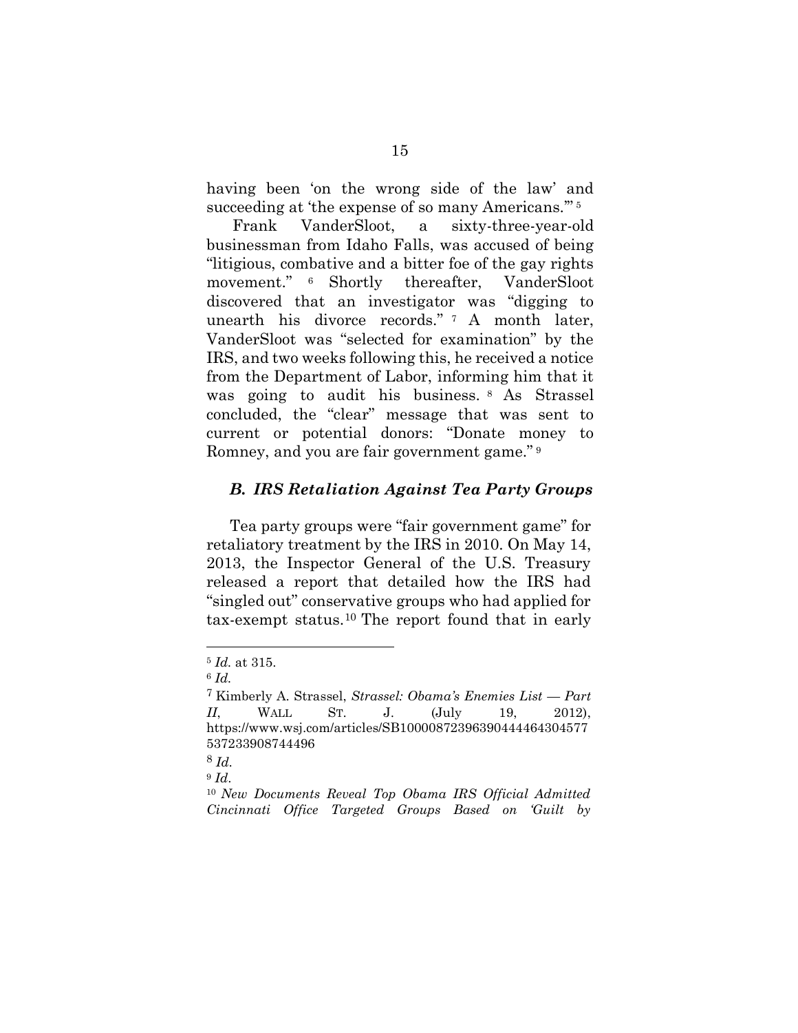having been 'on the wrong side of the law' and succeeding at 'the expense of so many Americans.'"[5]

Frank VanderSloot, a sixty-three-year-old businessman from Idaho Falls, was accused of being "litigious, combative and a bitter foe of the gay rights movement."[6] Shortly thereafter, VanderSloot discovered that an investigator was "digging to unearth his divorce records."[7] A month later, VanderSloot was "selected for examination" by the IRS, and two weeks following this, he received a notice from the Department of Labor, informing him that it was going to audit his business.[8] As Strassel concluded, the "clear" message that was sent to current or potential donors: "Donate money to Romney, and you are fair government game."[9]

### *B. IRS Retaliation Against Tea Party Groups*

Tea party groups were "fair government game" for retaliatory treatment by the IRS in 2010. On May 14, 2013, the Inspector General of the U.S. Treasury released a report that detailed how the IRS had "singled out" conservative groups who had applied for tax-exempt status.[10] The report found that in early

---

[5] *Id.* at 315.

[6] *Id.*

[7] Kimberly A. Strassel, *Strassel: Obama's Enemies List — Part II*, WALL ST. J. (July 19, 2012), https://www.wsj.com/articles/SB10000872396390444464304577537233908744496

[8] *Id.*

[9] *Id.*

[10] *New Documents Reveal Top Obama IRS Official Admitted Cincinnati Office Targeted Groups Based on 'Guilt by*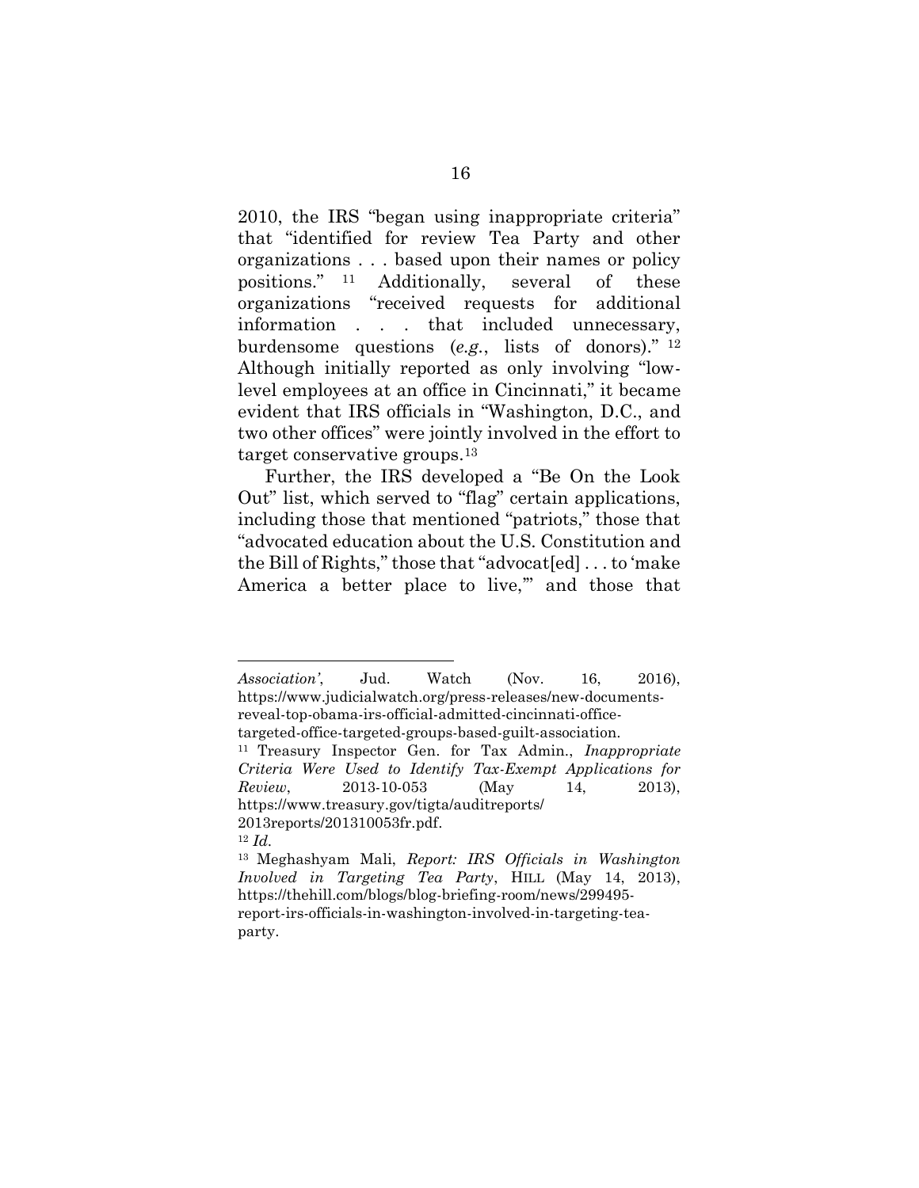2010, the IRS "began using inappropriate criteria" that "identified for review Tea Party and other organizations . . . based upon their names or policy positions." [11] Additionally, several of these organizations "received requests for additional information . . . that included unnecessary, burdensome questions (*e.g.*, lists of donors)." [12] Although initially reported as only involving "low-level employees at an office in Cincinnati," it became evident that IRS officials in "Washington, D.C., and two other offices" were jointly involved in the effort to target conservative groups.[13]

Further, the IRS developed a "Be On the Look Out" list, which served to "flag" certain applications, including those that mentioned "patriots," those that "advocated education about the U.S. Constitution and the Bill of Rights," those that "advocat[ed] . . . to 'make America a better place to live,'" and those that

---

*Association'*, Jud. Watch (Nov. 16, 2016), https://www.judicialwatch.org/press-releases/new-documents-reveal-top-obama-irs-official-admitted-cincinnati-office-targeted-office-targeted-groups-based-guilt-association.

[11] Treasury Inspector Gen. for Tax Admin., *Inappropriate Criteria Were Used to Identify Tax-Exempt Applications for Review*, 2013-10-053 (May 14, 2013), https://www.treasury.gov/tigta/auditreports/2013reports/201310053fr.pdf.

[12] *Id.*

[13] Meghashyam Mali, *Report: IRS Officials in Washington Involved in Targeting Tea Party*, HILL (May 14, 2013), https://thehill.com/blogs/blog-briefing-room/news/299495-report-irs-officials-in-washington-involved-in-targeting-tea-party.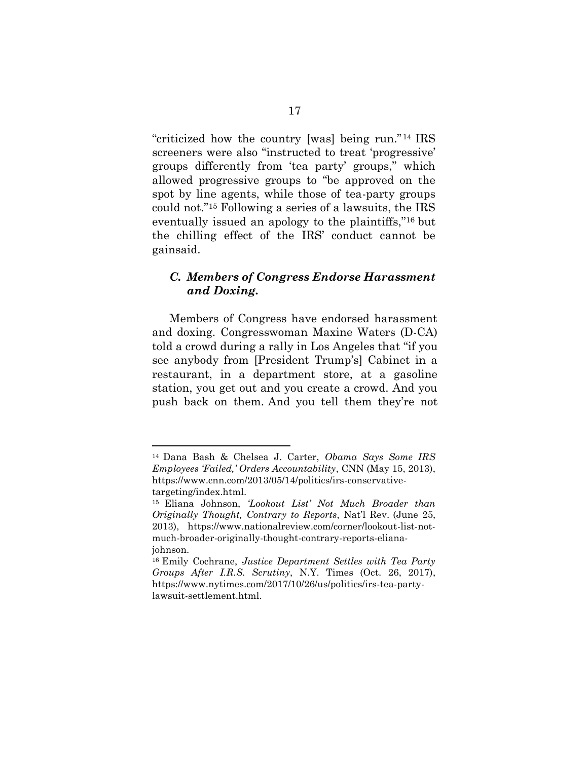"criticized how the country [was] being run."[14] IRS screeners were also "instructed to treat 'progressive' groups differently from 'tea party' groups," which allowed progressive groups to "be approved on the spot by line agents, while those of tea-party groups could not."[15] Following a series of a lawsuits, the IRS eventually issued an apology to the plaintiffs,"[16] but the chilling effect of the IRS' conduct cannot be gainsaid.

### *C. Members of Congress Endorse Harassment and Doxing.*

Members of Congress have endorsed harassment and doxing. Congresswoman Maxine Waters (D-CA) told a crowd during a rally in Los Angeles that "if you see anybody from [President Trump's] Cabinet in a restaurant, in a department store, at a gasoline station, you get out and you create a crowd. And you push back on them. And you tell them they're not

---

[14] Dana Bash & Chelsea J. Carter, *Obama Says Some IRS Employees 'Failed,' Orders Accountability*, CNN (May 15, 2013), https://www.cnn.com/2013/05/14/politics/irs-conservative-targeting/index.html.

[15] Eliana Johnson, *'Lookout List' Not Much Broader than Originally Thought, Contrary to Reports*, Nat'l Rev. (June 25, 2013), https://www.nationalreview.com/corner/lookout-list-not-much-broader-originally-thought-contrary-reports-eliana-johnson.

[16] Emily Cochrane, *Justice Department Settles with Tea Party Groups After I.R.S. Scrutiny*, N.Y. Times (Oct. 26, 2017), https://www.nytimes.com/2017/10/26/us/politics/irs-tea-party-lawsuit-settlement.html.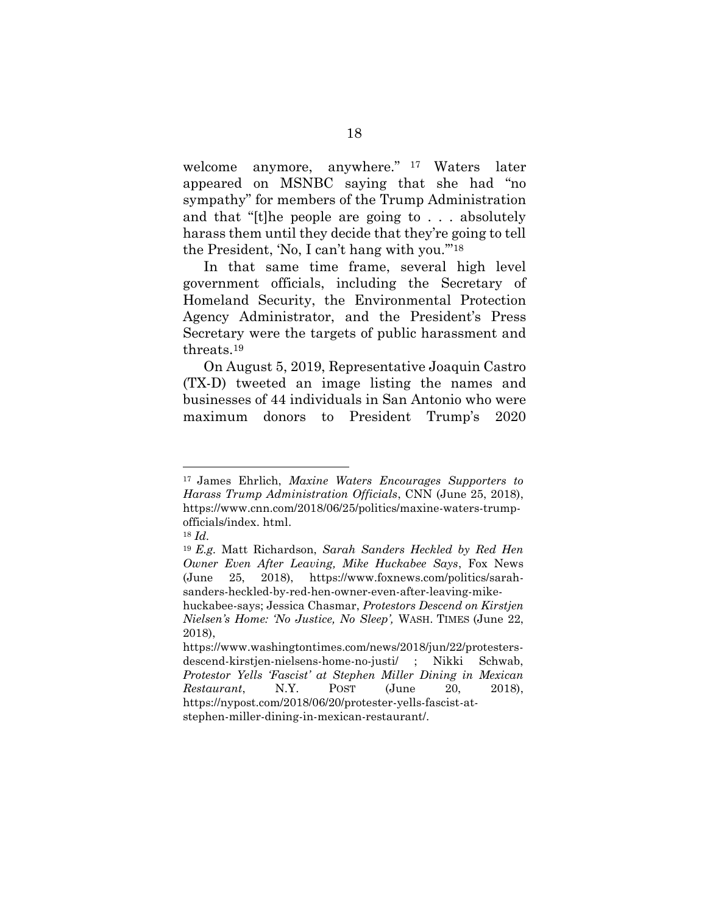welcome anymore, anywhere." [17] Waters later appeared on MSNBC saying that she had "no sympathy" for members of the Trump Administration and that "[t]he people are going to . . . absolutely harass them until they decide that they're going to tell the President, 'No, I can't hang with you.'"[18]

In that same time frame, several high level government officials, including the Secretary of Homeland Security, the Environmental Protection Agency Administrator, and the President's Press Secretary were the targets of public harassment and threats.[19]

On August 5, 2019, Representative Joaquin Castro (TX-D) tweeted an image listing the names and businesses of 44 individuals in San Antonio who were maximum donors to President Trump's 2020

---

[17] James Ehrlich, *Maxine Waters Encourages Supporters to Harass Trump Administration Officials*, CNN (June 25, 2018), https://www.cnn.com/2018/06/25/politics/maxine-waters-trump-officials/index. html.

[18] *Id.*

[19] *E.g.* Matt Richardson, *Sarah Sanders Heckled by Red Hen Owner Even After Leaving, Mike Huckabee Says*, Fox News (June 25, 2018), https://www.foxnews.com/politics/sarah-sanders-heckled-by-red-hen-owner-even-after-leaving-mike-huckabee-says; Jessica Chasmar, *Protestors Descend on Kirstjen Nielsen's Home: 'No Justice, No Sleep',* WASH. TIMES (June 22, 2018), https://www.washingtontimes.com/news/2018/jun/22/protesters-descend-kirstjen-nielsens-home-no-justi/ ; Nikki Schwab, *Protestor Yells 'Fascist' at Stephen Miller Dining in Mexican Restaurant*, N.Y. POST (June 20, 2018), https://nypost.com/2018/06/20/protester-yells-fascist-at-stephen-miller-dining-in-mexican-restaurant/.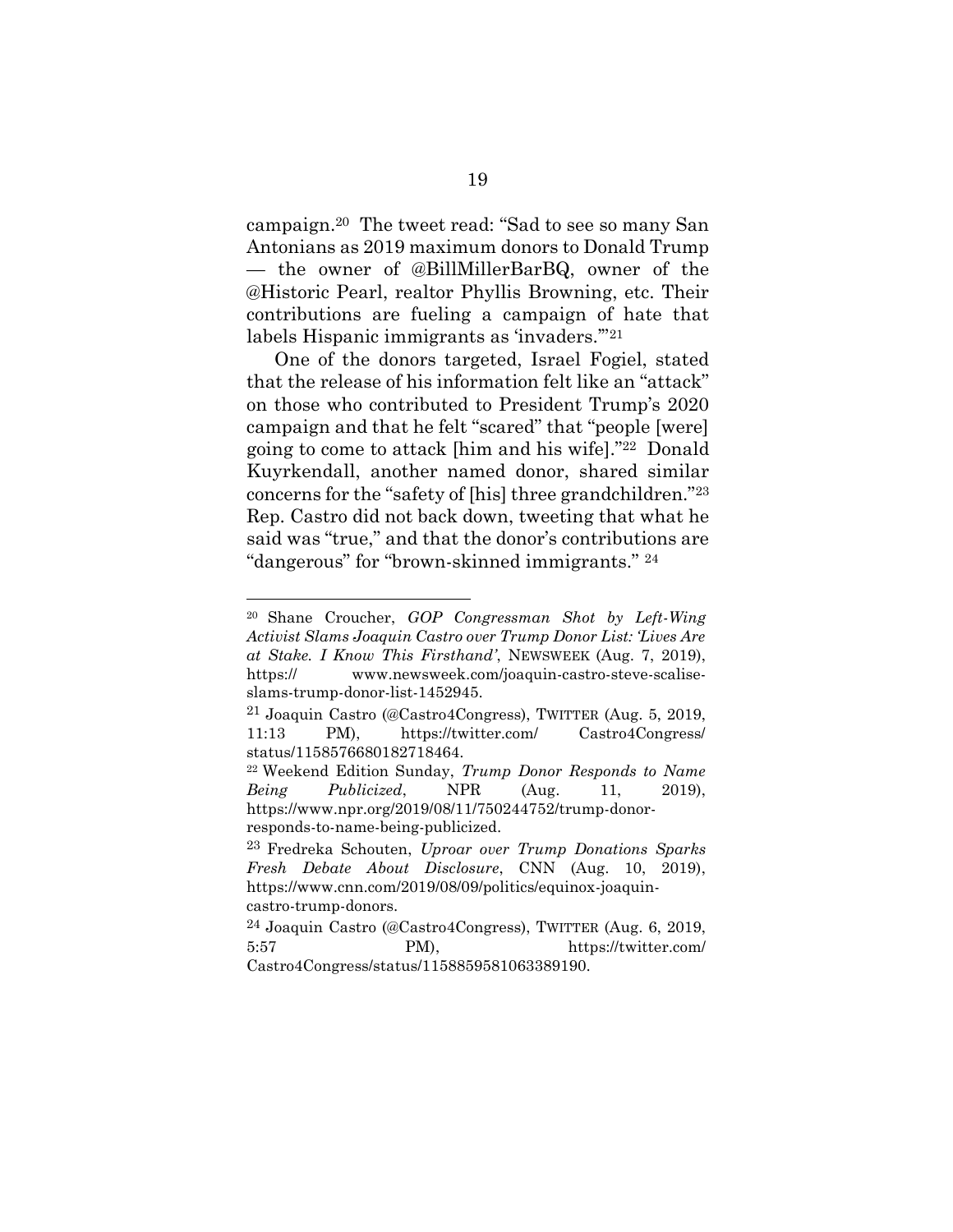campaign.[20] The tweet read: "Sad to see so many San Antonians as 2019 maximum donors to Donald Trump — the owner of @BillMillerBarBQ, owner of the @Historic Pearl, realtor Phyllis Browning, etc. Their contributions are fueling a campaign of hate that labels Hispanic immigrants as 'invaders.'"[21]

One of the donors targeted, Israel Fogiel, stated that the release of his information felt like an "attack" on those who contributed to President Trump's 2020 campaign and that he felt "scared" that "people [were] going to come to attack [him and his wife]."[22] Donald Kuyrkendall, another named donor, shared similar concerns for the "safety of [his] three grandchildren."[23] Rep. Castro did not back down, tweeting that what he said was "true," and that the donor's contributions are "dangerous" for "brown-skinned immigrants." [24]

---

[20] Shane Croucher, *GOP Congressman Shot by Left-Wing Activist Slams Joaquin Castro over Trump Donor List: 'Lives Are at Stake. I Know This Firsthand'*, NEWSWEEK (Aug. 7, 2019), https:// www.newsweek.com/joaquin-castro-steve-scalise-slams-trump-donor-list-1452945.

[21] Joaquin Castro (@Castro4Congress), TWITTER (Aug. 5, 2019, 11:13 PM), https://twitter.com/ Castro4Congress/ status/1158576680182718464.

[22] Weekend Edition Sunday, *Trump Donor Responds to Name Being Publicized*, NPR (Aug. 11, 2019), https://www.npr.org/2019/08/11/750244752/trump-donor-responds-to-name-being-publicized.

[23] Fredreka Schouten, *Uproar over Trump Donations Sparks Fresh Debate About Disclosure*, CNN (Aug. 10, 2019), https://www.cnn.com/2019/08/09/politics/equinox-joaquin-castro-trump-donors.

[24] Joaquin Castro (@Castro4Congress), TWITTER (Aug. 6, 2019, 5:57 PM), https://twitter.com/ Castro4Congress/status/1158859581063389190.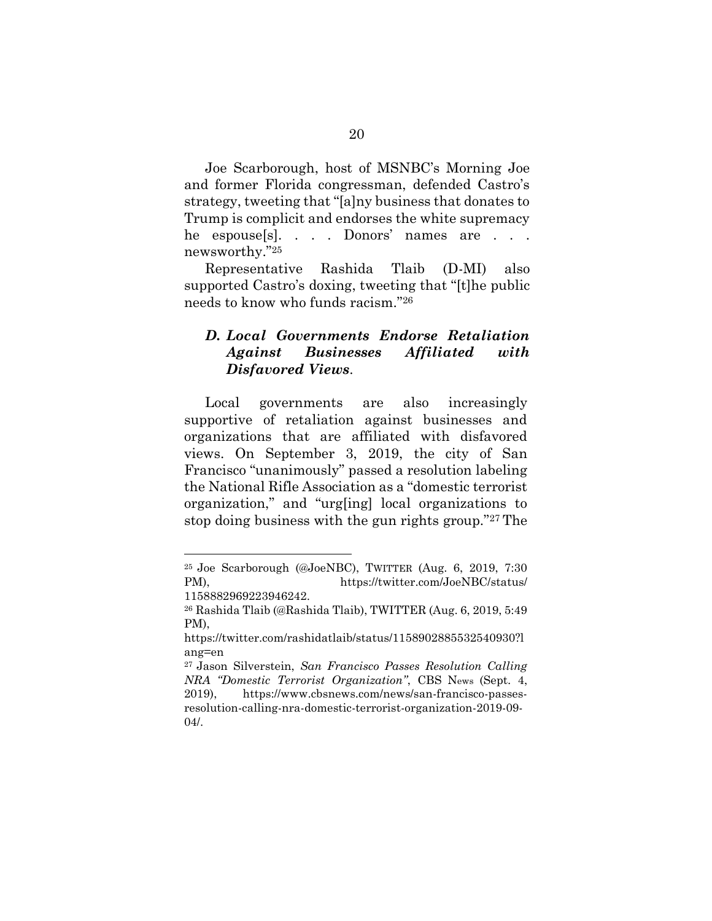Joe Scarborough, host of MSNBC's Morning Joe and former Florida congressman, defended Castro's strategy, tweeting that "[a]ny business that donates to Trump is complicit and endorses the white supremacy he espouse[s]. . . . Donors' names are . . . newsworthy."[25]

Representative Rashida Tlaib (D-MI) also supported Castro's doxing, tweeting that "[t]he public needs to know who funds racism."[26]

### *D. Local Governments Endorse Retaliation Against Businesses Affiliated with Disfavored Views.*

Local governments are also increasingly supportive of retaliation against businesses and organizations that are affiliated with disfavored views. On September 3, 2019, the city of San Francisco "unanimously" passed a resolution labeling the National Rifle Association as a "domestic terrorist organization," and "urg[ing] local organizations to stop doing business with the gun rights group."[27] The

---

[25] Joe Scarborough (@JoeNBC), TWITTER (Aug. 6, 2019, 7:30 PM), https://twitter.com/JoeNBC/status/1158882969223946242.

[26] Rashida Tlaib (@Rashida Tlaib), TWITTER (Aug. 6, 2019, 5:49 PM), https://twitter.com/rashidatlaib/status/1158902885532540930?lang=en

[27] Jason Silverstein, *San Francisco Passes Resolution Calling NRA "Domestic Terrorist Organization"*, CBS News (Sept. 4, 2019), https://www.cbsnews.com/news/san-francisco-passes-resolution-calling-nra-domestic-terrorist-organization-2019-09-04/.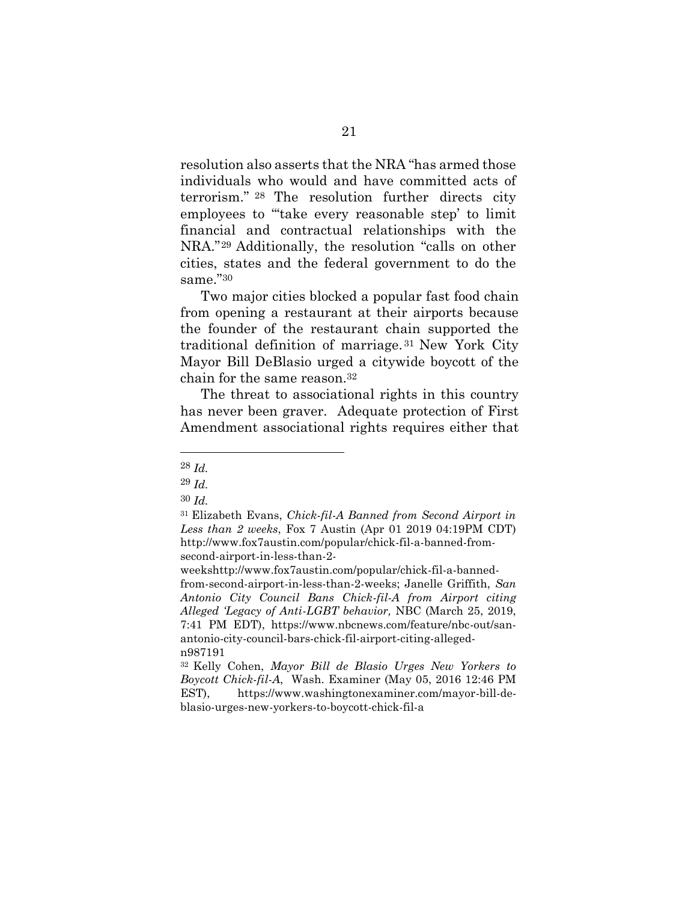resolution also asserts that the NRA "has armed those individuals who would and have committed acts of terrorism." [28] The resolution further directs city employees to "'take every reasonable step' to limit financial and contractual relationships with the NRA."[29] Additionally, the resolution "calls on other cities, states and the federal government to do the same."[30]

Two major cities blocked a popular fast food chain from opening a restaurant at their airports because the founder of the restaurant chain supported the traditional definition of marriage.[31] New York City Mayor Bill DeBlasio urged a citywide boycott of the chain for the same reason.[32]

The threat to associational rights in this country has never been graver. Adequate protection of First Amendment associational rights requires either that

---

[28] *Id.*

[29] *Id.*

[30] *Id.*

[31] Elizabeth Evans, *Chick-fil-A Banned from Second Airport in Less than 2 weeks*, Fox 7 Austin (Apr 01 2019 04:19PM CDT) http://www.fox7austin.com/popular/chick-fil-a-banned-from-second-airport-in-less-than-2-weekshttp://www.fox7austin.com/popular/chick-fil-a-banned-from-second-airport-in-less-than-2-weeks; Janelle Griffith, *San Antonio City Council Bans Chick-fil-A from Airport citing Alleged 'Legacy of Anti-LGBT behavior,* NBC (March 25, 2019, 7:41 PM EDT), https://www.nbcnews.com/feature/nbc-out/san-antonio-city-council-bars-chick-fil-airport-citing-alleged-n987191

[32] Kelly Cohen, *Mayor Bill de Blasio Urges New Yorkers to Boycott Chick-fil-A*, Wash. Examiner (May 05, 2016 12:46 PM EST), https://www.washingtonexaminer.com/mayor-bill-de-blasio-urges-new-yorkers-to-boycott-chick-fil-a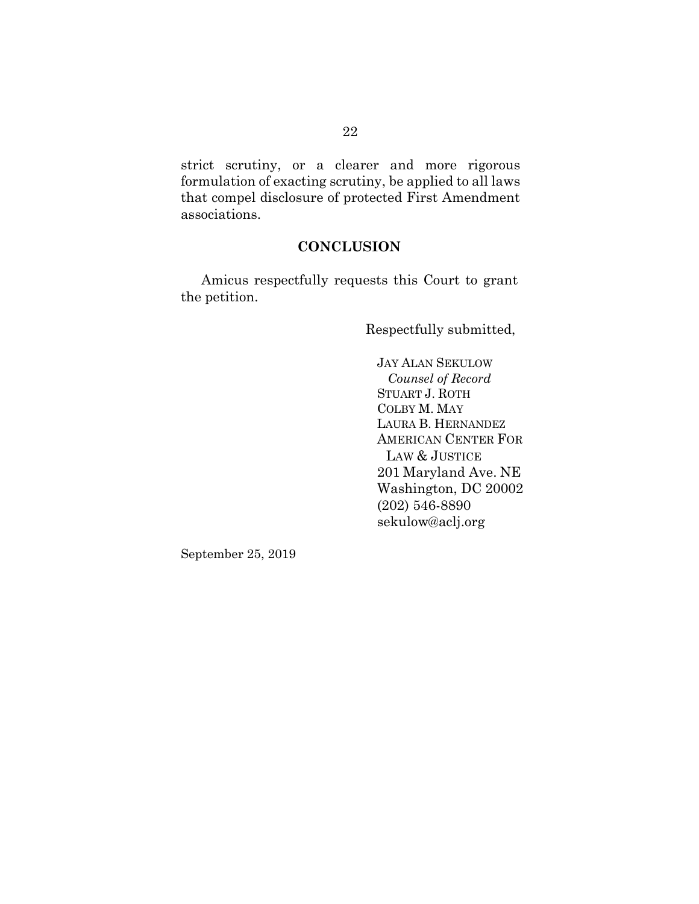strict scrutiny, or a clearer and more rigorous formulation of exacting scrutiny, be applied to all laws that compel disclosure of protected First Amendment associations.

## CONCLUSION

Amicus respectfully requests this Court to grant the petition.

Respectfully submitted,

JAY ALAN SEKULOW
*Counsel of Record*
STUART J. ROTH
COLBY M. MAY
LAURA B. HERNANDEZ
AMERICAN CENTER FOR LAW & JUSTICE
201 Maryland Ave. NE
Washington, DC 20002
(202) 546-8890
sekulow@aclj.org

September 25, 2019